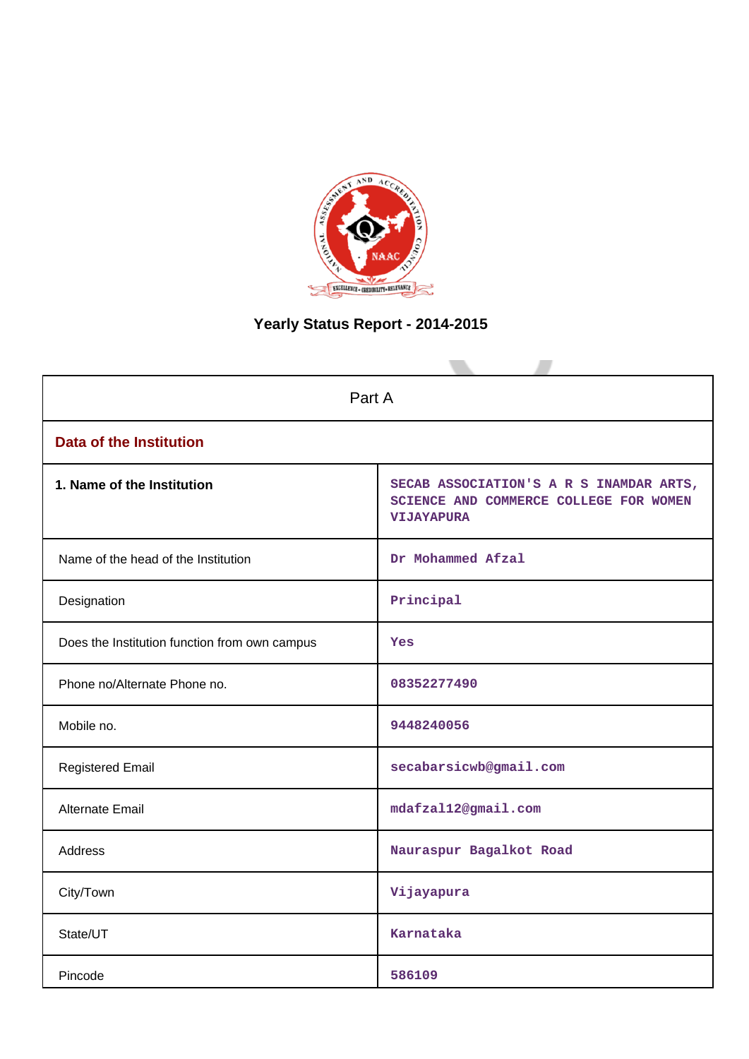# Yearly Status Report - 2014-2015

| Part A | |
|---|---|
| **Data of the Institution** | |
| **1. Name of the Institution** | SECAB ASSOCIATION'S A R S INAMDAR ARTS, SCIENCE AND COMMERCE COLLEGE FOR WOMEN VIJAYAPURA |
| Name of the head of the Institution | Dr Mohammed Afzal |
| Designation | Principal |
| Does the Institution function from own campus | Yes |
| Phone no/Alternate Phone no. | 08352277490 |
| Mobile no. | 9448240056 |
| Registered Email | secabarsicwb@gmail.com |
| Alternate Email | mdafzal12@gmail.com |
| Address | Nauraspur Bagalkot Road |
| City/Town | Vijayapura |
| State/UT | Karnataka |
| Pincode | 586109 |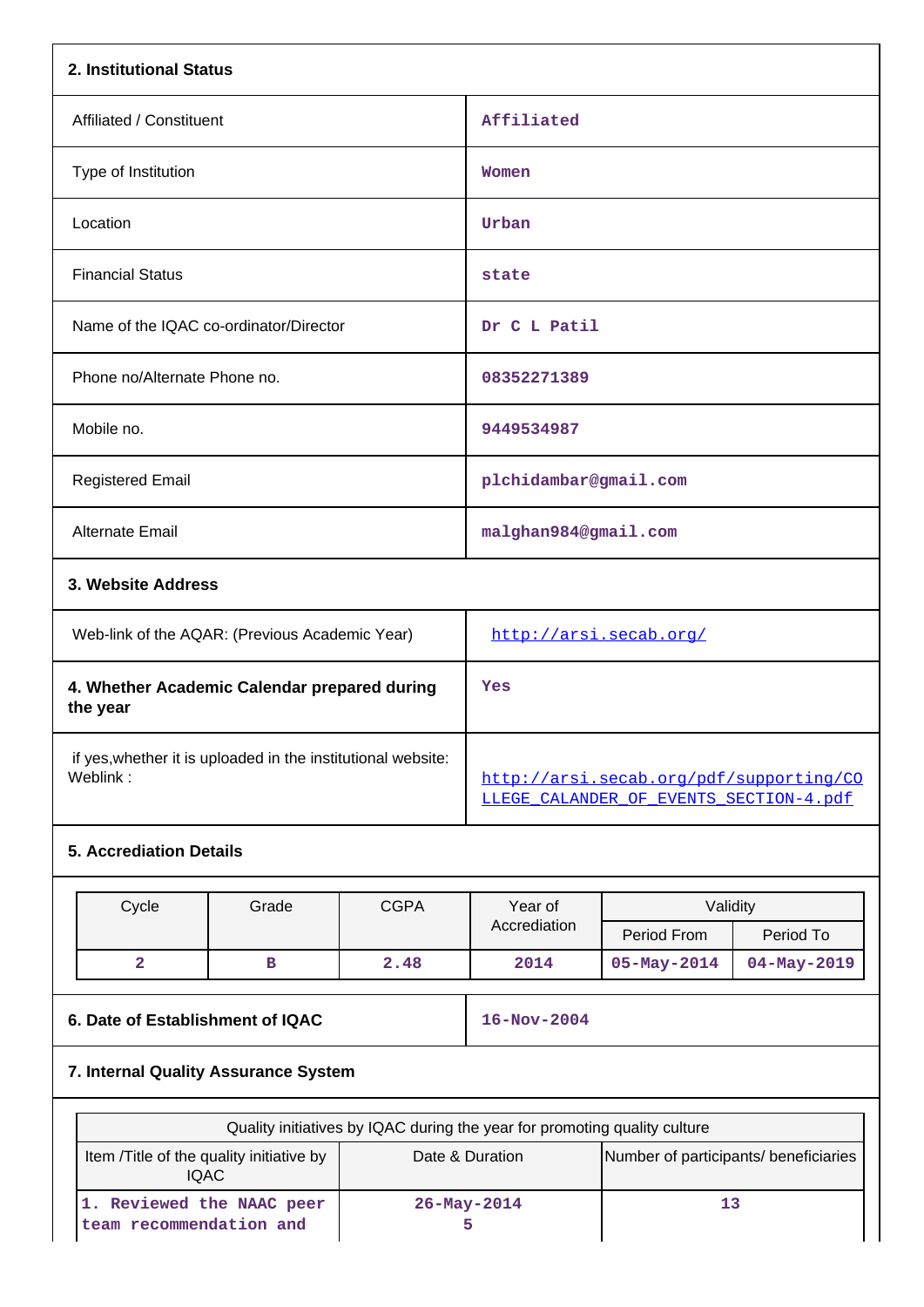**2. Institutional Status**

| | |
|---|---|
| Affiliated / Constituent | Affiliated |
| Type of Institution | Women |
| Location | Urban |
| Financial Status | state |
| Name of the IQAC co-ordinator/Director | Dr C L Patil |
| Phone no/Alternate Phone no. | 08352271389 |
| Mobile no. | 9449534987 |
| Registered Email | plchidambar@gmail.com |
| Alternate Email | malghan984@gmail.com |

**3. Website Address**

| | |
|---|---|
| Web-link of the AQAR: (Previous Academic Year) | http://arsi.secab.org/ |
| **4. Whether Academic Calendar prepared during the year** | Yes |
| if yes,whether it is uploaded in the institutional website: Weblink : | http://arsi.secab.org/pdf/supporting/COLLEGE_CALANDER_OF_EVENTS_SECTION-4.pdf |

**5. Accrediation Details**

| Cycle | Grade | CGPA | Year of Accrediation | Validity | |
|---|---|---|---|---|---|
| | | | | Period From | Period To |
| 2 | B | 2.48 | 2014 | 05-May-2014 | 04-May-2019 |

| | |
|---|---|
| **6. Date of Establishment of IQAC** | 16-Nov-2004 |

**7. Internal Quality Assurance System**

| Quality initiatives by IQAC during the year for promoting quality culture | | |
|---|---|---|
| Item /Title of the quality initiative by IQAC | Date & Duration | Number of participants/ beneficiaries |
| 1. Reviewed the NAAC peer team recommendation and | 26-May-2014<br>5 | 13 |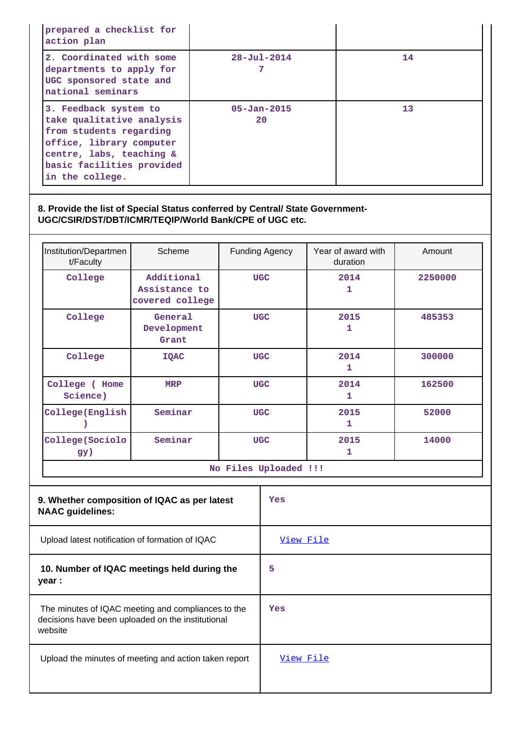| | | |
|---|---|---|
| prepared a checklist for action plan | | |
| 2. Coordinated with some departments to apply for UGC sponsored state and national seminars | 28-Jul-2014 7 | 14 |
| 3. Feedback system to take qualitative analysis from students regarding office, library computer centre, labs, teaching & basic facilities provided in the college. | 05-Jan-2015 20 | 13 |

**8. Provide the list of Special Status conferred by Central/ State Government- UGC/CSIR/DST/DBT/ICMR/TEQIP/World Bank/CPE of UGC etc.**

| Institution/Department/Faculty | Scheme | Funding Agency | Year of award with duration | Amount |
|---|---|---|---|---|
| College | Additional Assistance to covered college | UGC | 2014 1 | 2250000 |
| College | General Development Grant | UGC | 2015 1 | 485353 |
| College | IQAC | UGC | 2014 1 | 300000 |
| College ( Home Science) | MRP | UGC | 2014 1 | 162500 |
| College(English) | Seminar | UGC | 2015 1 | 52000 |
| College(Sociology) | Seminar | UGC | 2015 1 | 14000 |
| No Files Uploaded !!! | | | | |

| | |
|---|---|
| **9. Whether composition of IQAC as per latest NAAC guidelines:** | Yes |
| Upload latest notification of formation of IQAC | View File |
| **10. Number of IQAC meetings held during the year :** | 5 |
| The minutes of IQAC meeting and compliances to the decisions have been uploaded on the institutional website | Yes |
| Upload the minutes of meeting and action taken report | View File |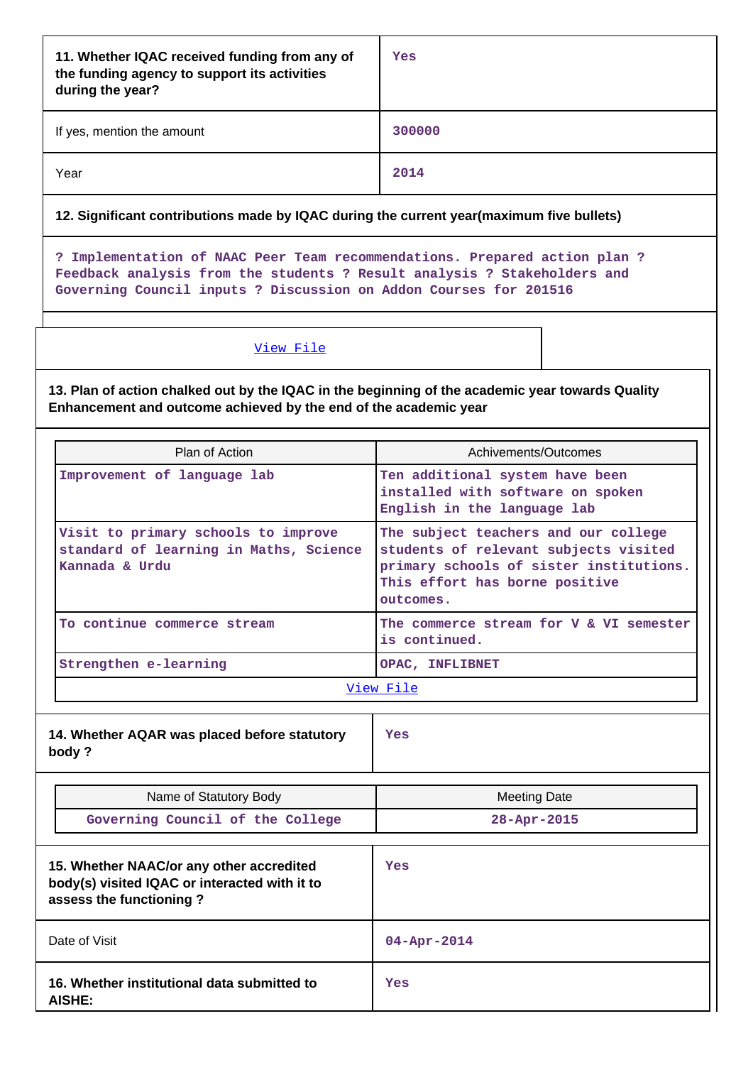| 11. Whether IQAC received funding from any of the funding agency to support its activities during the year? | Yes |
|---|---|
| If yes, mention the amount | 300000 |
| Year | 2014 |

**12. Significant contributions made by IQAC during the current year(maximum five bullets)**

? Implementation of NAAC Peer Team recommendations. Prepared action plan ? Feedback analysis from the students ? Result analysis ? Stakeholders and Governing Council inputs ? Discussion on Addon Courses for 201516

View File

**13. Plan of action chalked out by the IQAC in the beginning of the academic year towards Quality Enhancement and outcome achieved by the end of the academic year**

| Plan of Action | Achivements/Outcomes |
|---|---|
| Improvement of language lab | Ten additional system have been installed with software on spoken English in the language lab |
| Visit to primary schools to improve standard of learning in Maths, Science Kannada & Urdu | The subject teachers and our college students of relevant subjects visited primary schools of sister institutions. This effort has borne positive outcomes. |
| To continue commerce stream | The commerce stream for V & VI semester is continued. |
| Strengthen e-learning | OPAC, INFLIBNET |

View File

| 14. Whether AQAR was placed before statutory body ? | Yes |
|---|---|

| Name of Statutory Body | Meeting Date |
|---|---|
| Governing Council of the College | 28-Apr-2015 |

| 15. Whether NAAC/or any other accredited body(s) visited IQAC or interacted with it to assess the functioning ? | Yes |
|---|---|
| Date of Visit | 04-Apr-2014 |
| 16. Whether institutional data submitted to AISHE: | Yes |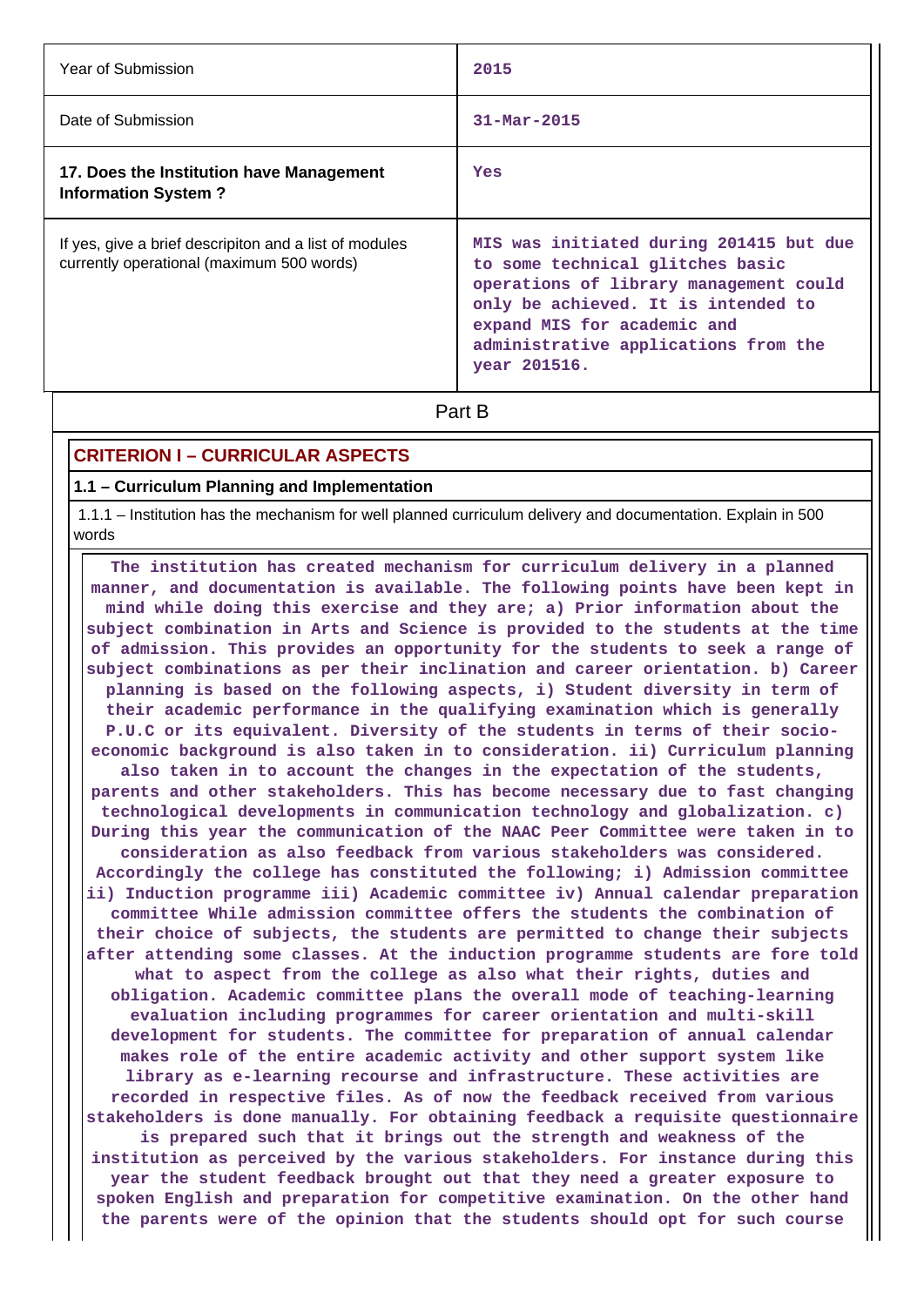| | |
|---|---|
| Year of Submission | 2015 |
| Date of Submission | 31-Mar-2015 |
| **17. Does the Institution have Management Information System ?** | Yes |
| If yes, give a brief descripiton and a list of modules currently operational (maximum 500 words) | MIS was initiated during 201415 but due to some technical glitches basic operations of library management could only be achieved. It is intended to expand MIS for academic and administrative applications from the year 201516. |

Part B

## CRITERION I – CURRICULAR ASPECTS

### 1.1 – Curriculum Planning and Implementation

1.1.1 – Institution has the mechanism for well planned curriculum delivery and documentation. Explain in 500 words

The institution has created mechanism for curriculum delivery in a planned manner, and documentation is available. The following points have been kept in mind while doing this exercise and they are; a) Prior information about the subject combination in Arts and Science is provided to the students at the time of admission. This provides an opportunity for the students to seek a range of subject combinations as per their inclination and career orientation. b) Career planning is based on the following aspects, i) Student diversity in term of their academic performance in the qualifying examination which is generally P.U.C or its equivalent. Diversity of the students in terms of their socio-economic background is also taken in to consideration. ii) Curriculum planning also taken in to account the changes in the expectation of the students, parents and other stakeholders. This has become necessary due to fast changing technological developments in communication technology and globalization. c) During this year the communication of the NAAC Peer Committee were taken in to consideration as also feedback from various stakeholders was considered. Accordingly the college has constituted the following; i) Admission committee ii) Induction programme iii) Academic committee iv) Annual calendar preparation committee While admission committee offers the students the combination of their choice of subjects, the students are permitted to change their subjects after attending some classes. At the induction programme students are fore told what to aspect from the college as also what their rights, duties and obligation. Academic committee plans the overall mode of teaching-learning evaluation including programmes for career orientation and multi-skill development for students. The committee for preparation of annual calendar makes role of the entire academic activity and other support system like library as e-learning recourse and infrastructure. These activities are recorded in respective files. As of now the feedback received from various stakeholders is done manually. For obtaining feedback a requisite questionnaire is prepared such that it brings out the strength and weakness of the institution as perceived by the various stakeholders. For instance during this year the student feedback brought out that they need a greater exposure to spoken English and preparation for competitive examination. On the other hand the parents were of the opinion that the students should opt for such course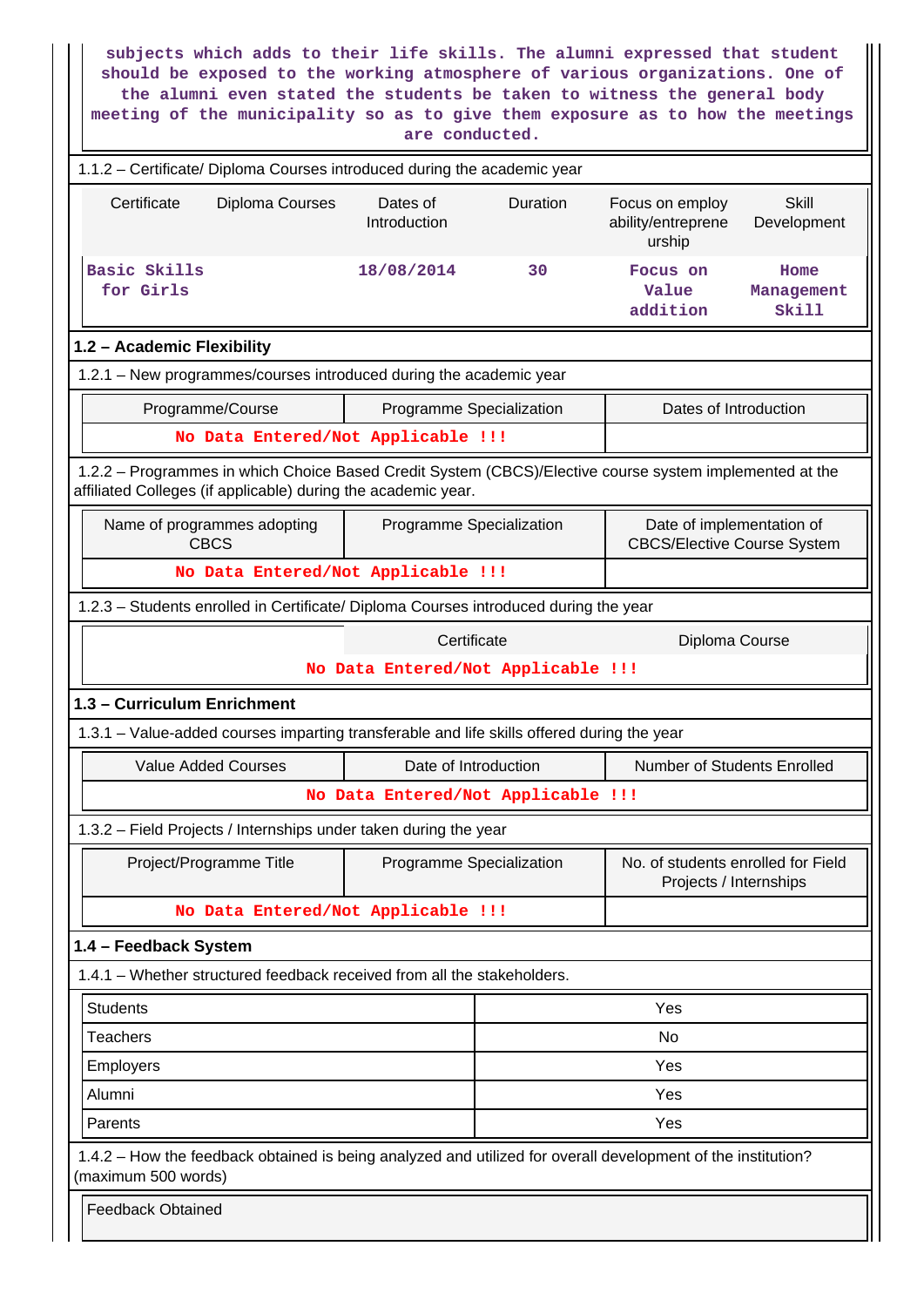subjects which adds to their life skills. The alumni expressed that student should be exposed to the working atmosphere of various organizations. One of the alumni even stated the students be taken to witness the general body meeting of the municipality so as to give them exposure as to how the meetings are conducted.

1.1.2 – Certificate/ Diploma Courses introduced during the academic year

| Certificate | Diploma Courses | Dates of Introduction | Duration | Focus on employ ability/entrepreneurship | Skill Development |
|---|---|---|---|---|---|
| Basic Skills for Girls | | 18/08/2014 | 30 | Focus on Value addition | Home Management Skill |

## 1.2 – Academic Flexibility

1.2.1 – New programmes/courses introduced during the academic year

| Programme/Course | Programme Specialization | Dates of Introduction |
|---|---|---|
| No Data Entered/Not Applicable !!! | | |

1.2.2 – Programmes in which Choice Based Credit System (CBCS)/Elective course system implemented at the affiliated Colleges (if applicable) during the academic year.

| Name of programmes adopting CBCS | Programme Specialization | Date of implementation of CBCS/Elective Course System |
|---|---|---|
| No Data Entered/Not Applicable !!! | | |

1.2.3 – Students enrolled in Certificate/ Diploma Courses introduced during the year

| | Certificate | Diploma Course |
|---|---|---|
| No Data Entered/Not Applicable !!! | | |

## 1.3 – Curriculum Enrichment

1.3.1 – Value-added courses imparting transferable and life skills offered during the year

| Value Added Courses | Date of Introduction | Number of Students Enrolled |
|---|---|---|
| No Data Entered/Not Applicable !!! | | |

1.3.2 – Field Projects / Internships under taken during the year

| Project/Programme Title | Programme Specialization | No. of students enrolled for Field Projects / Internships |
|---|---|---|
| No Data Entered/Not Applicable !!! | | |

## 1.4 – Feedback System

1.4.1 – Whether structured feedback received from all the stakeholders.

| | |
|---|---|
| Students | Yes |
| Teachers | No |
| Employers | Yes |
| Alumni | Yes |
| Parents | Yes |

1.4.2 – How the feedback obtained is being analyzed and utilized for overall development of the institution? (maximum 500 words)

| Feedback Obtained |
|---|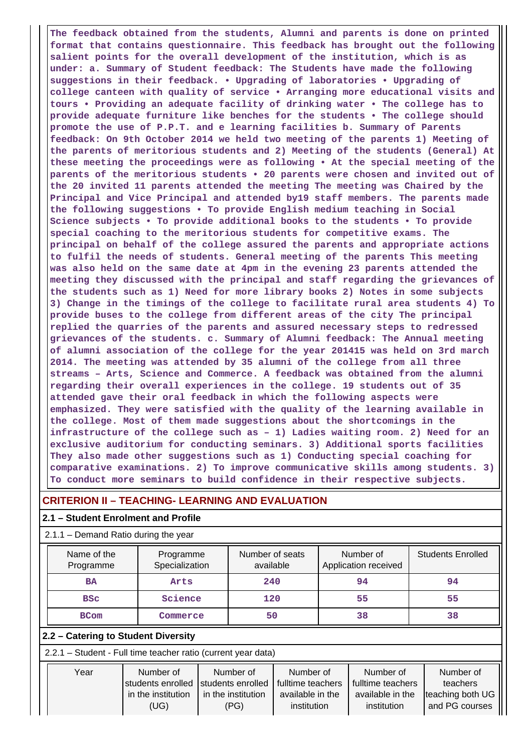**The feedback obtained from the students, Alumni and parents is done on printed format that contains questionnaire. This feedback has brought out the following salient points for the overall development of the institution, which is as under: a. Summary of Student feedback: The Students have made the following suggestions in their feedback. • Upgrading of laboratories • Upgrading of college canteen with quality of service • Arranging more educational visits and tours • Providing an adequate facility of drinking water • The college has to provide adequate furniture like benches for the students • The college should promote the use of P.P.T. and e learning facilities b. Summary of Parents feedback: On 9th October 2014 we held two meeting of the parents 1) Meeting of the parents of meritorious students and 2) Meeting of the students (General) At these meeting the proceedings were as following • At the special meeting of the parents of the meritorious students • 20 parents were chosen and invited out of the 20 invited 11 parents attended the meeting The meeting was Chaired by the Principal and Vice Principal and attended by19 staff members. The parents made the following suggestions • To provide English medium teaching in Social Science subjects • To provide additional books to the students • To provide special coaching to the meritorious students for competitive exams. The principal on behalf of the college assured the parents and appropriate actions to fulfil the needs of students. General meeting of the parents This meeting was also held on the same date at 4pm in the evening 23 parents attended the meeting they discussed with the principal and staff regarding the grievances of the students such as 1) Need for more library books 2) Notes in some subjects 3) Change in the timings of the college to facilitate rural area students 4) To provide buses to the college from different areas of the city The principal replied the quarries of the parents and assured necessary steps to redressed grievances of the students. c. Summary of Alumni feedback: The Annual meeting of alumni association of the college for the year 201415 was held on 3rd march 2014. The meeting was attended by 35 alumni of the college from all three streams – Arts, Science and Commerce. A feedback was obtained from the alumni regarding their overall experiences in the college. 19 students out of 35 attended gave their oral feedback in which the following aspects were emphasized. They were satisfied with the quality of the learning available in the college. Most of them made suggestions about the shortcomings in the infrastructure of the college such as – 1) Ladies waiting room. 2) Need for an exclusive auditorium for conducting seminars. 3) Additional sports facilities They also made other suggestions such as 1) Conducting special coaching for comparative examinations. 2) To improve communicative skills among students. 3) To conduct more seminars to build confidence in their respective subjects.**

## CRITERION II – TEACHING- LEARNING AND EVALUATION

### 2.1 – Student Enrolment and Profile

2.1.1 – Demand Ratio during the year

| Name of the Programme | Programme Specialization | Number of seats available | Number of Application received | Students Enrolled |
|---|---|---|---|---|
| BA | Arts | 240 | 94 | 94 |
| BSc | Science | 120 | 55 | 55 |
| BCom | Commerce | 50 | 38 | 38 |

### 2.2 – Catering to Student Diversity

2.2.1 – Student - Full time teacher ratio (current year data)

| Year | Number of students enrolled in the institution (UG) | Number of students enrolled in the institution (PG) | Number of fulltime teachers available in the institution | Number of fulltime teachers available in the institution | Number of teachers teaching both UG and PG courses |
|---|---|---|---|---|---|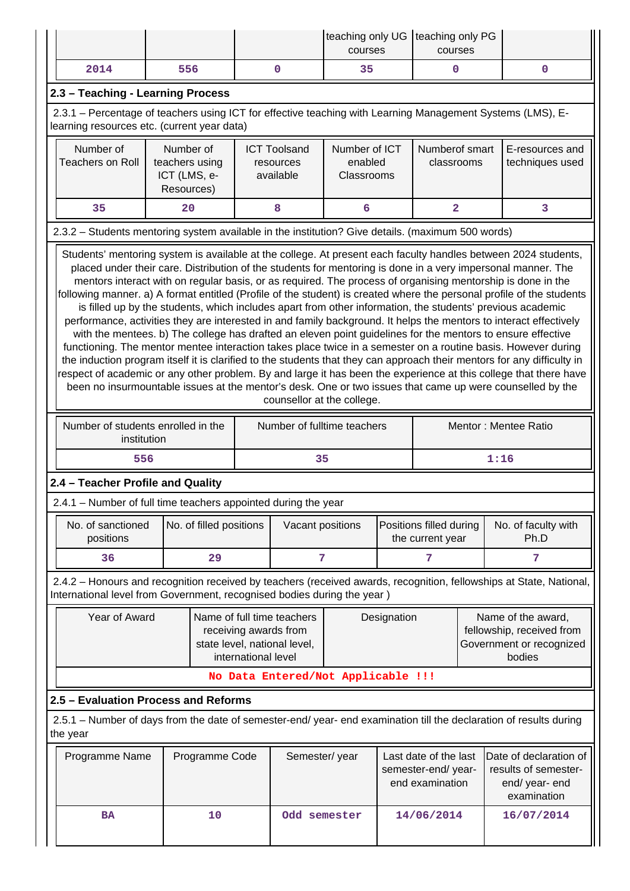| | | | teaching only UG courses | teaching only PG courses | |
|---|---|---|---|---|---|
| 2014 | 556 | 0 | 35 | 0 | 0 |

## 2.3 – Teaching - Learning Process

2.3.1 – Percentage of teachers using ICT for effective teaching with Learning Management Systems (LMS), E-learning resources etc. (current year data)

| Number of Teachers on Roll | Number of teachers using ICT (LMS, e-Resources) | ICT Toolsand resources available | Number of ICT enabled Classrooms | Numberof smart classrooms | E-resources and techniques used |
|---|---|---|---|---|---|
| 35 | 20 | 8 | 6 | 2 | 3 |

2.3.2 – Students mentoring system available in the institution? Give details. (maximum 500 words)

Students' mentoring system is available at the college. At present each faculty handles between 2024 students, placed under their care. Distribution of the students for mentoring is done in a very impersonal manner. The mentors interact with on regular basis, or as required. The process of organising mentorship is done in the following manner. a) A format entitled (Profile of the student) is created where the personal profile of the students is filled up by the students, which includes apart from other information, the students' previous academic performance, activities they are interested in and family background. It helps the mentors to interact effectively with the mentees. b) The college has drafted an eleven point guidelines for the mentors to ensure effective functioning. The mentor mentee interaction takes place twice in a semester on a routine basis. However during the induction program itself it is clarified to the students that they can approach their mentors for any difficulty in respect of academic or any other problem. By and large it has been the experience at this college that there have been no insurmountable issues at the mentor's desk. One or two issues that came up were counselled by the counsellor at the college.

| Number of students enrolled in the institution | Number of fulltime teachers | Mentor : Mentee Ratio |
|---|---|---|
| 556 | 35 | 1:16 |

## 2.4 – Teacher Profile and Quality

2.4.1 – Number of full time teachers appointed during the year

| No. of sanctioned positions | No. of filled positions | Vacant positions | Positions filled during the current year | No. of faculty with Ph.D |
|---|---|---|---|---|
| 36 | 29 | 7 | 7 | 7 |

2.4.2 – Honours and recognition received by teachers (received awards, recognition, fellowships at State, National, International level from Government, recognised bodies during the year )

| Year of Award | Name of full time teachers receiving awards from state level, national level, international level | Designation | Name of the award, fellowship, received from Government or recognized bodies |
|---|---|---|---|
| No Data Entered/Not Applicable !!! | | | |

## 2.5 – Evaluation Process and Reforms

2.5.1 – Number of days from the date of semester-end/ year- end examination till the declaration of results during the year

| Programme Name | Programme Code | Semester/ year | Last date of the last semester-end/ year-end examination | Date of declaration of results of semester-end/ year- end examination |
|---|---|---|---|---|
| BA | 10 | Odd semester | 14/06/2014 | 16/07/2014 |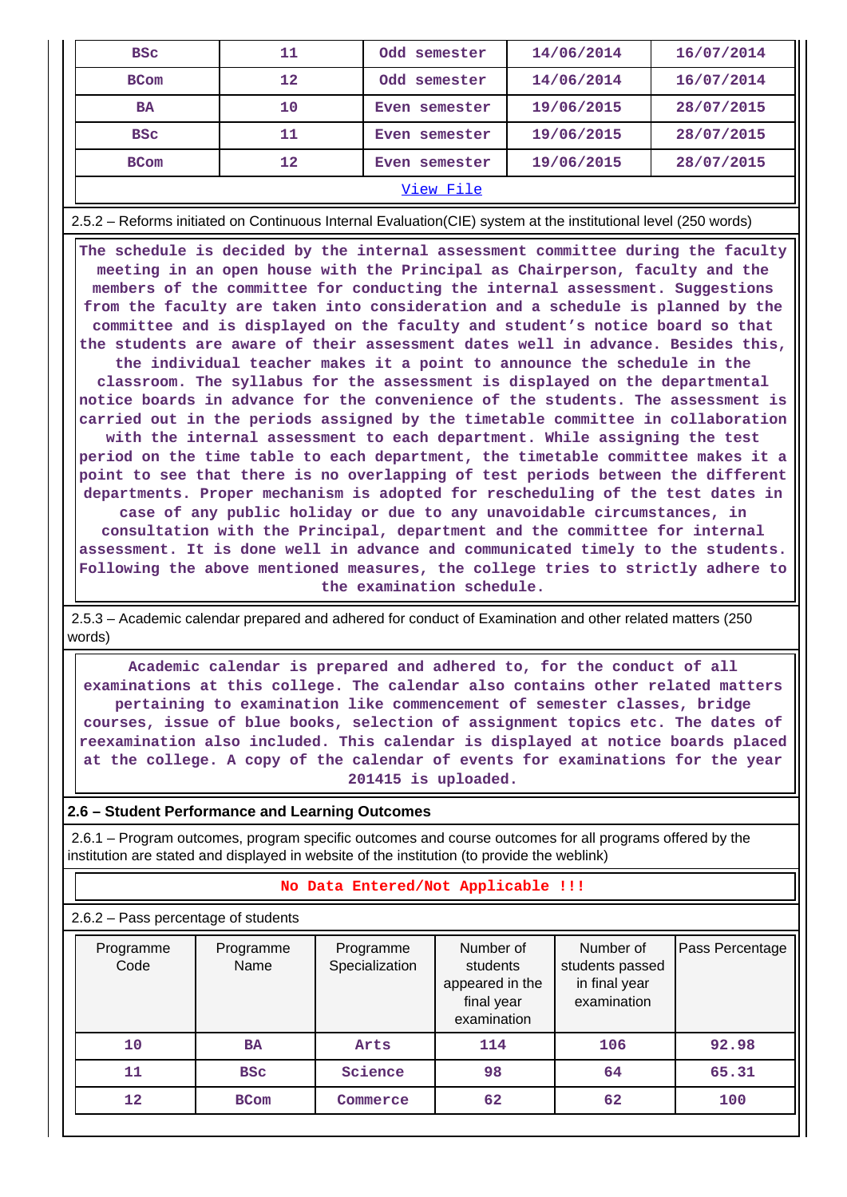| BSc | 11 | Odd semester | 14/06/2014 | 16/07/2014 |
|---|---|---|---|---|
| BCom | 12 | Odd semester | 14/06/2014 | 16/07/2014 |
| BA | 10 | Even semester | 19/06/2015 | 28/07/2015 |
| BSc | 11 | Even semester | 19/06/2015 | 28/07/2015 |
| BCom | 12 | Even semester | 19/06/2015 | 28/07/2015 |

View File

2.5.2 – Reforms initiated on Continuous Internal Evaluation(CIE) system at the institutional level (250 words)

The schedule is decided by the internal assessment committee during the faculty meeting in an open house with the Principal as Chairperson, faculty and the members of the committee for conducting the internal assessment. Suggestions from the faculty are taken into consideration and a schedule is planned by the committee and is displayed on the faculty and student's notice board so that the students are aware of their assessment dates well in advance. Besides this, the individual teacher makes it a point to announce the schedule in the classroom. The syllabus for the assessment is displayed on the departmental notice boards in advance for the convenience of the students. The assessment is carried out in the periods assigned by the timetable committee in collaboration with the internal assessment to each department. While assigning the test period on the time table to each department, the timetable committee makes it a point to see that there is no overlapping of test periods between the different departments. Proper mechanism is adopted for rescheduling of the test dates in case of any public holiday or due to any unavoidable circumstances, in consultation with the Principal, department and the committee for internal assessment. It is done well in advance and communicated timely to the students. Following the above mentioned measures, the college tries to strictly adhere to the examination schedule.

2.5.3 – Academic calendar prepared and adhered for conduct of Examination and other related matters (250 words)

Academic calendar is prepared and adhered to, for the conduct of all examinations at this college. The calendar also contains other related matters pertaining to examination like commencement of semester classes, bridge courses, issue of blue books, selection of assignment topics etc. The dates of reexamination also included. This calendar is displayed at notice boards placed at the college. A copy of the calendar of events for examinations for the year 201415 is uploaded.

**2.6 – Student Performance and Learning Outcomes**

2.6.1 – Program outcomes, program specific outcomes and course outcomes for all programs offered by the institution are stated and displayed in website of the institution (to provide the weblink)

No Data Entered/Not Applicable !!!

2.6.2 – Pass percentage of students

| Programme Code | Programme Name | Programme Specialization | Number of students appeared in the final year examination | Number of students passed in final year examination | Pass Percentage |
|---|---|---|---|---|---|
| 10 | BA | Arts | 114 | 106 | 92.98 |
| 11 | BSc | Science | 98 | 64 | 65.31 |
| 12 | BCom | Commerce | 62 | 62 | 100 |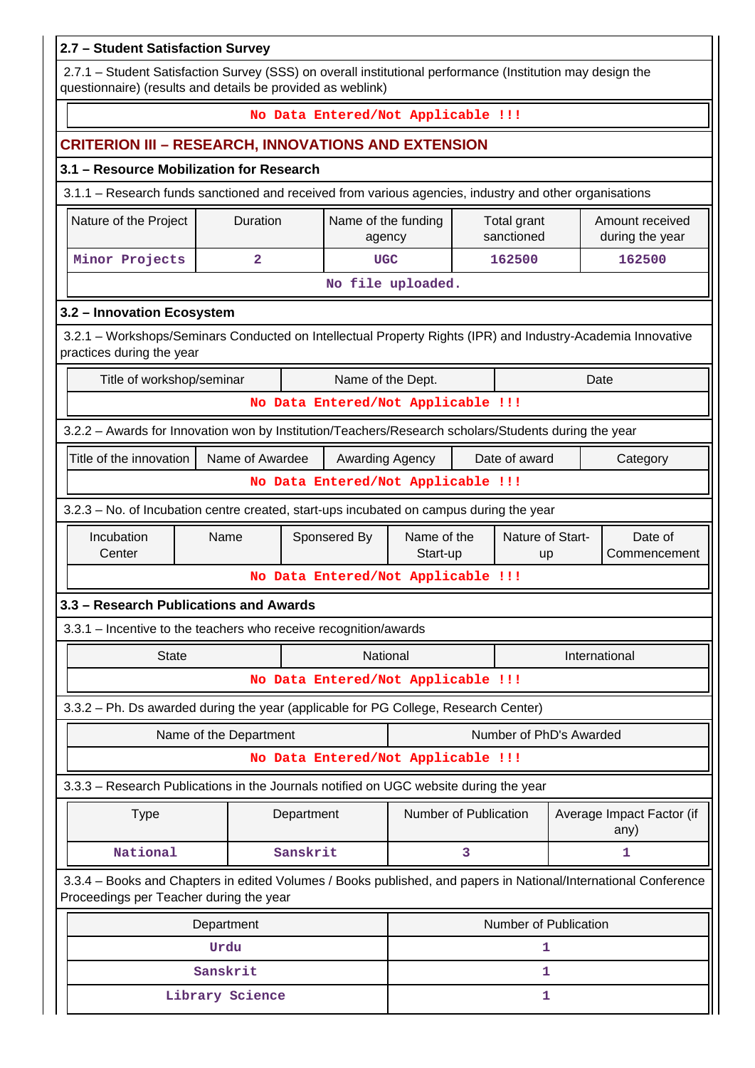**2.7 – Student Satisfaction Survey**

2.7.1 – Student Satisfaction Survey (SSS) on overall institutional performance (Institution may design the questionnaire) (results and details be provided as weblink)

No Data Entered/Not Applicable !!!

## CRITERION III – RESEARCH, INNOVATIONS AND EXTENSION

**3.1 – Resource Mobilization for Research**

3.1.1 – Research funds sanctioned and received from various agencies, industry and other organisations

| Nature of the Project | Duration | Name of the funding agency | Total grant sanctioned | Amount received during the year |
|---|---|---|---|---|
| Minor Projects | 2 | UGC | 162500 | 162500 |

No file uploaded.

**3.2 – Innovation Ecosystem**

3.2.1 – Workshops/Seminars Conducted on Intellectual Property Rights (IPR) and Industry-Academia Innovative practices during the year

| Title of workshop/seminar | Name of the Dept. | Date |
|---|---|---|

No Data Entered/Not Applicable !!!

3.2.2 – Awards for Innovation won by Institution/Teachers/Research scholars/Students during the year

| Title of the innovation | Name of Awardee | Awarding Agency | Date of award | Category |
|---|---|---|---|---|

No Data Entered/Not Applicable !!!

3.2.3 – No. of Incubation centre created, start-ups incubated on campus during the year

| Incubation Center | Name | Sponsered By | Name of the Start-up | Nature of Start-up | Date of Commencement |
|---|---|---|---|---|---|

No Data Entered/Not Applicable !!!

**3.3 – Research Publications and Awards**

3.3.1 – Incentive to the teachers who receive recognition/awards

| State | National | International |
|---|---|---|

No Data Entered/Not Applicable !!!

3.3.2 – Ph. Ds awarded during the year (applicable for PG College, Research Center)

| Name of the Department | Number of PhD's Awarded |
|---|---|

No Data Entered/Not Applicable !!!

3.3.3 – Research Publications in the Journals notified on UGC website during the year

| Type | Department | Number of Publication | Average Impact Factor (if any) |
|---|---|---|---|
| National | Sanskrit | 3 | 1 |

3.3.4 – Books and Chapters in edited Volumes / Books published, and papers in National/International Conference Proceedings per Teacher during the year

| Department | Number of Publication |
|---|---|
| Urdu | 1 |
| Sanskrit | 1 |
| Library Science | 1 |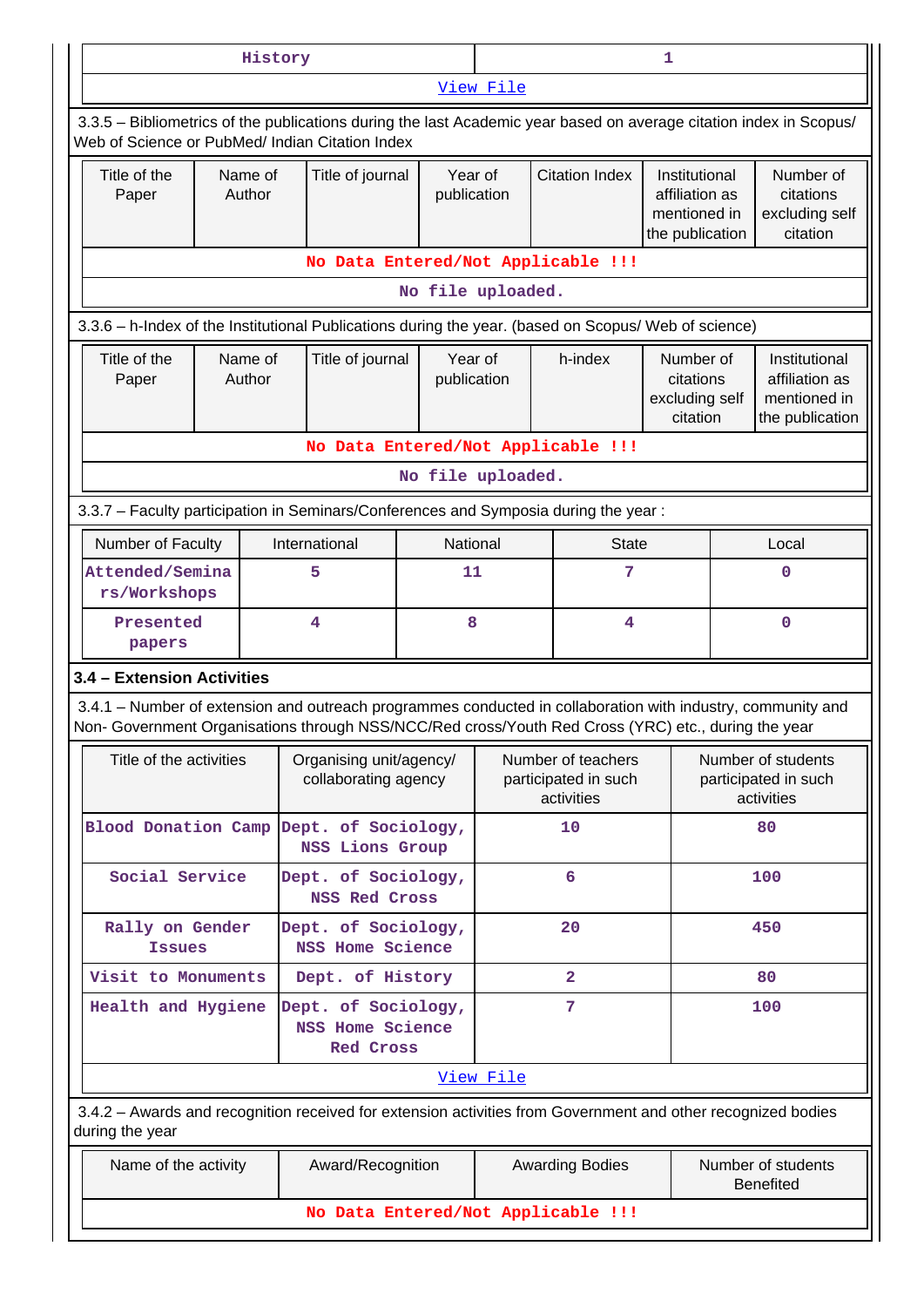| History | 1 |
|---|---|
| View File | |

3.3.5 – Bibliometrics of the publications during the last Academic year based on average citation index in Scopus/ Web of Science or PubMed/ Indian Citation Index

| Title of the Paper | Name of Author | Title of journal | Year of publication | Citation Index | Institutional affiliation as mentioned in the publication | Number of citations excluding self citation |
|---|---|---|---|---|---|---|
| No Data Entered/Not Applicable !!! | | | | | | |
| No file uploaded. | | | | | | |

3.3.6 – h-Index of the Institutional Publications during the year. (based on Scopus/ Web of science)

| Title of the Paper | Name of Author | Title of journal | Year of publication | h-index | Number of citations excluding self citation | Institutional affiliation as mentioned in the publication |
|---|---|---|---|---|---|---|
| No Data Entered/Not Applicable !!! | | | | | | |
| No file uploaded. | | | | | | |

3.3.7 – Faculty participation in Seminars/Conferences and Symposia during the year :

| Number of Faculty | International | National | State | Local |
|---|---|---|---|---|
| Attended/Seminars/Workshops | 5 | 11 | 7 | 0 |
| Presented papers | 4 | 8 | 4 | 0 |

**3.4 – Extension Activities**

3.4.1 – Number of extension and outreach programmes conducted in collaboration with industry, community and Non- Government Organisations through NSS/NCC/Red cross/Youth Red Cross (YRC) etc., during the year

| Title of the activities | Organising unit/agency/ collaborating agency | Number of teachers participated in such activities | Number of students participated in such activities |
|---|---|---|---|
| Blood Donation Camp | Dept. of Sociology, NSS Lions Group | 10 | 80 |
| Social Service | Dept. of Sociology, NSS Red Cross | 6 | 100 |
| Rally on Gender Issues | Dept. of Sociology, NSS Home Science | 20 | 450 |
| Visit to Monuments | Dept. of History | 2 | 80 |
| Health and Hygiene | Dept. of Sociology, NSS Home Science Red Cross | 7 | 100 |
| View File | | | |

3.4.2 – Awards and recognition received for extension activities from Government and other recognized bodies during the year

| Name of the activity | Award/Recognition | Awarding Bodies | Number of students Benefited |
|---|---|---|---|
| No Data Entered/Not Applicable !!! | | | |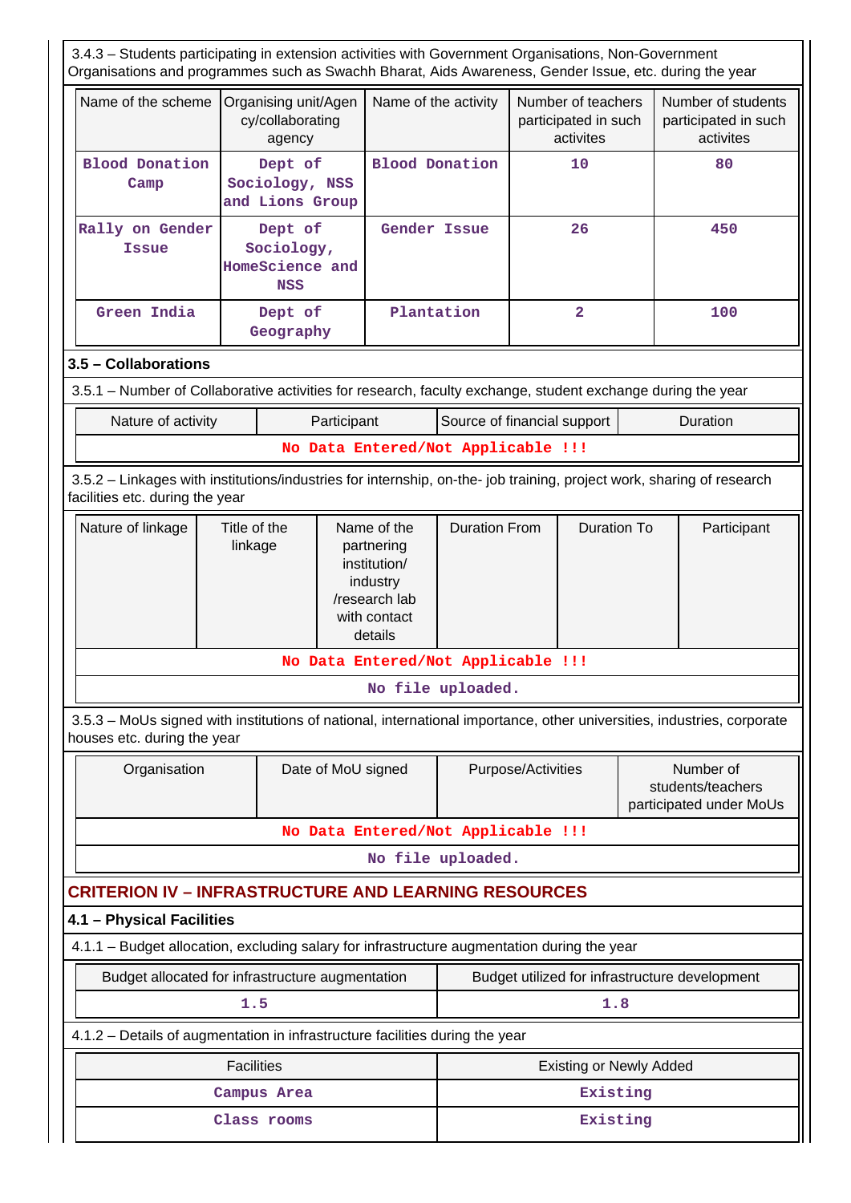3.4.3 – Students participating in extension activities with Government Organisations, Non-Government Organisations and programmes such as Swachh Bharat, Aids Awareness, Gender Issue, etc. during the year

| Name of the scheme | Organising unit/Agency/collaborating agency | Name of the activity | Number of teachers participated in such activites | Number of students participated in such activites |
|---|---|---|---|---|
| Blood Donation Camp | Dept of Sociology, NSS and Lions Group | Blood Donation | 10 | 80 |
| Rally on Gender Issue | Dept of Sociology, HomeScience and NSS | Gender Issue | 26 | 450 |
| Green India | Dept of Geography | Plantation | 2 | 100 |

### 3.5 – Collaborations

3.5.1 – Number of Collaborative activities for research, faculty exchange, student exchange during the year

| Nature of activity | Participant | Source of financial support | Duration |
|---|---|---|---|
| No Data Entered/Not Applicable !!! | | | |

3.5.2 – Linkages with institutions/industries for internship, on-the- job training, project work, sharing of research facilities etc. during the year

| Nature of linkage | Title of the linkage | Name of the partnering institution/ industry /research lab with contact details | Duration From | Duration To | Participant |
|---|---|---|---|---|---|
| No Data Entered/Not Applicable !!! | | | | | |
| No file uploaded. | | | | | |

3.5.3 – MoUs signed with institutions of national, international importance, other universities, industries, corporate houses etc. during the year

| Organisation | Date of MoU signed | Purpose/Activities | Number of students/teachers participated under MoUs |
|---|---|---|---|
| No Data Entered/Not Applicable !!! | | | |
| No file uploaded. | | | |

## CRITERION IV – INFRASTRUCTURE AND LEARNING RESOURCES

### 4.1 – Physical Facilities

4.1.1 – Budget allocation, excluding salary for infrastructure augmentation during the year

| Budget allocated for infrastructure augmentation | Budget utilized for infrastructure development |
|---|---|
| 1.5 | 1.8 |

4.1.2 – Details of augmentation in infrastructure facilities during the year

| Facilities | Existing or Newly Added |
|---|---|
| Campus Area | Existing |
| Class rooms | Existing |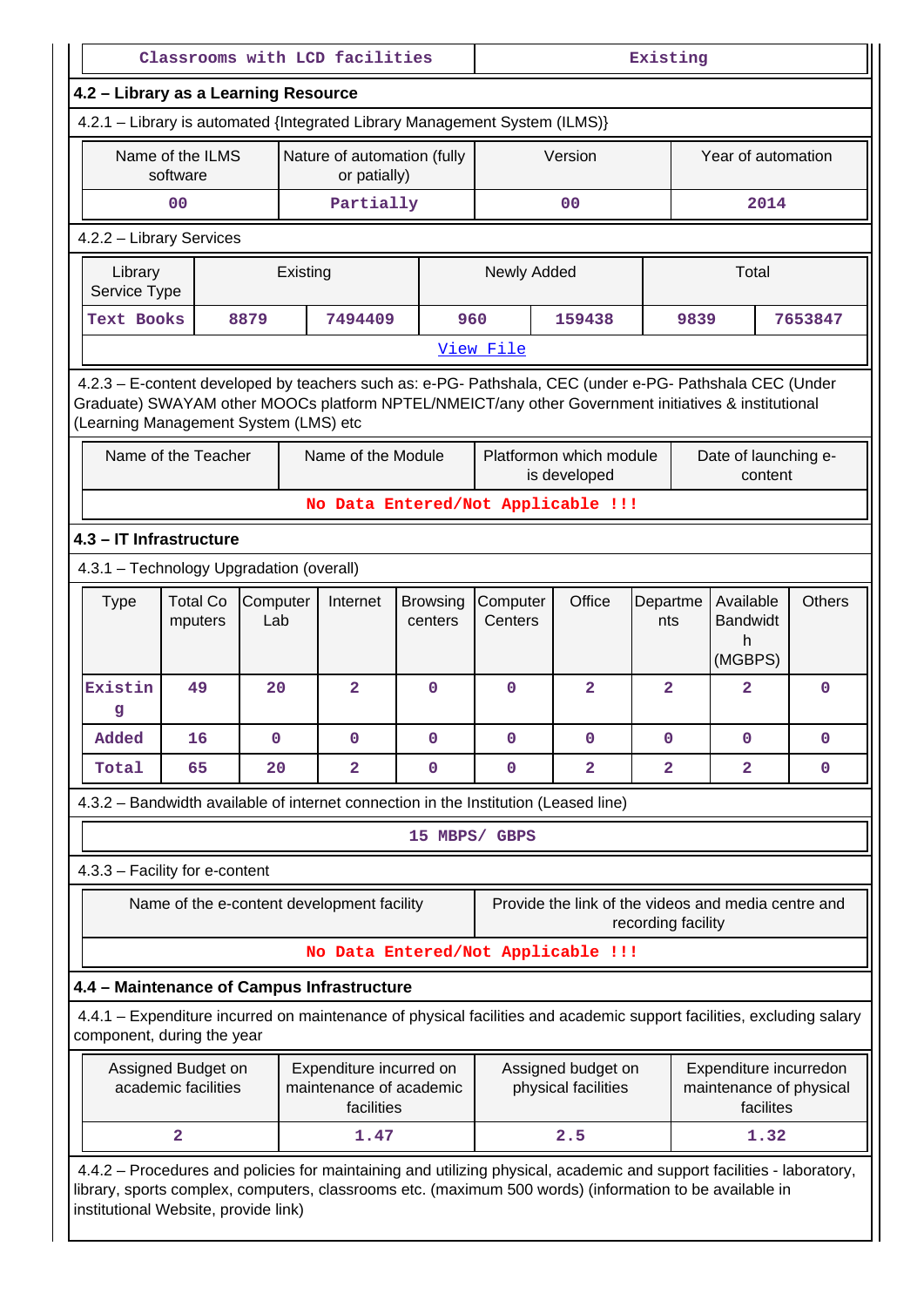| Classrooms with LCD facilities | Existing |
|---|---|

## 4.2 – Library as a Learning Resource

4.2.1 – Library is automated {Integrated Library Management System (ILMS)}

| Name of the ILMS software | Nature of automation (fully or patially) | Version | Year of automation |
|---|---|---|---|
| 00 | Partially | 00 | 2014 |

4.2.2 – Library Services

| Library Service Type | Existing | | Newly Added | | Total | |
|---|---|---|---|---|---|---|
| Text Books | 8879 | 7494409 | 960 | 159438 | 9839 | 7653847 |

View File

4.2.3 – E-content developed by teachers such as: e-PG- Pathshala, CEC (under e-PG- Pathshala CEC (Under Graduate) SWAYAM other MOOCs platform NPTEL/NMEICT/any other Government initiatives & institutional (Learning Management System (LMS) etc

| Name of the Teacher | Name of the Module | Platformon which module is developed | Date of launching e-content |
|---|---|---|---|
| No Data Entered/Not Applicable !!! | | | |

## 4.3 – IT Infrastructure

4.3.1 – Technology Upgradation (overall)

| Type | Total Computers | Computer Lab | Internet | Browsing centers | Computer Centers | Office | Departments | Available Bandwidth (MGBPS) | Others |
|---|---|---|---|---|---|---|---|---|---|
| Existing | 49 | 20 | 2 | 0 | 0 | 2 | 2 | 2 | 0 |
| Added | 16 | 0 | 0 | 0 | 0 | 0 | 0 | 0 | 0 |
| Total | 65 | 20 | 2 | 0 | 0 | 2 | 2 | 2 | 0 |

4.3.2 – Bandwidth available of internet connection in the Institution (Leased line)

15 MBPS/ GBPS

4.3.3 – Facility for e-content

| Name of the e-content development facility | Provide the link of the videos and media centre and recording facility |
|---|---|
| No Data Entered/Not Applicable !!! | |

## 4.4 – Maintenance of Campus Infrastructure

4.4.1 – Expenditure incurred on maintenance of physical facilities and academic support facilities, excluding salary component, during the year

| Assigned Budget on academic facilities | Expenditure incurred on maintenance of academic facilities | Assigned budget on physical facilities | Expenditure incurredon maintenance of physical facilites |
|---|---|---|---|
| 2 | 1.47 | 2.5 | 1.32 |

4.4.2 – Procedures and policies for maintaining and utilizing physical, academic and support facilities - laboratory, library, sports complex, computers, classrooms etc. (maximum 500 words) (information to be available in institutional Website, provide link)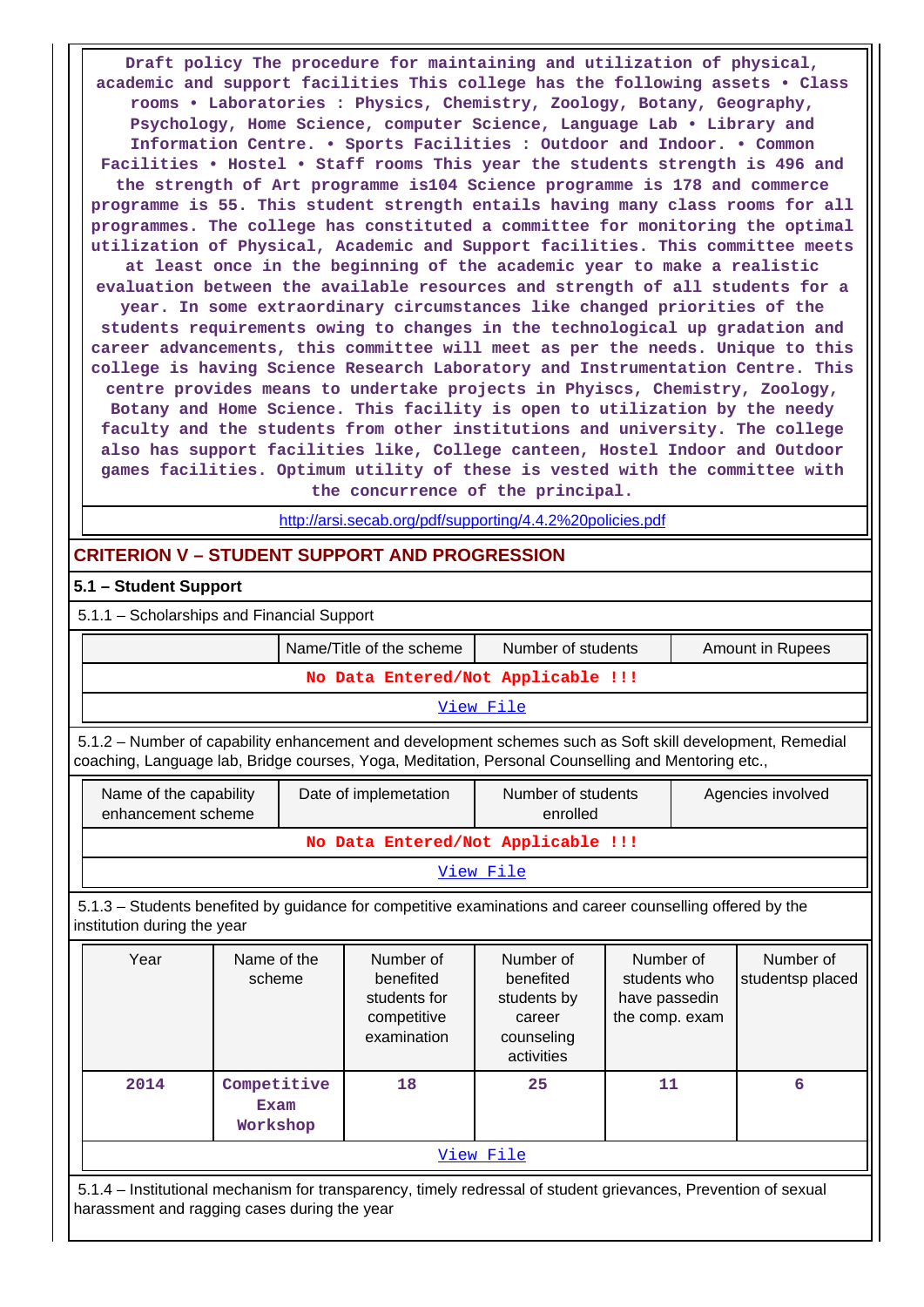Draft policy The procedure for maintaining and utilization of physical, academic and support facilities This college has the following assets • Class rooms • Laboratories : Physics, Chemistry, Zoology, Botany, Geography, Psychology, Home Science, computer Science, Language Lab • Library and Information Centre. • Sports Facilities : Outdoor and Indoor. • Common Facilities • Hostel • Staff rooms This year the students strength is 496 and the strength of Art programme is104 Science programme is 178 and commerce programme is 55. This student strength entails having many class rooms for all programmes. The college has constituted a committee for monitoring the optimal utilization of Physical, Academic and Support facilities. This committee meets at least once in the beginning of the academic year to make a realistic evaluation between the available resources and strength of all students for a year. In some extraordinary circumstances like changed priorities of the students requirements owing to changes in the technological up gradation and career advancements, this committee will meet as per the needs. Unique to this college is having Science Research Laboratory and Instrumentation Centre. This centre provides means to undertake projects in Physcs, Chemistry, Zoology, Botany and Home Science. This facility is open to utilization by the needy faculty and the students from other institutions and university. The college also has support facilities like, College canteen, Hostel Indoor and Outdoor games facilities. Optimum utility of these is vested with the committee with the concurrence of the principal.

http://arsi.secab.org/pdf/supporting/4.4.2%20policies.pdf

## CRITERION V – STUDENT SUPPORT AND PROGRESSION

### 5.1 – Student Support

5.1.1 – Scholarships and Financial Support

| | Name/Title of the scheme | Number of students | Amount in Rupees |
|---|---|---|---|
| No Data Entered/Not Applicable !!! | | | |

View File

5.1.2 – Number of capability enhancement and development schemes such as Soft skill development, Remedial coaching, Language lab, Bridge courses, Yoga, Meditation, Personal Counselling and Mentoring etc.,

| Name of the capability enhancement scheme | Date of implemetation | Number of students enrolled | Agencies involved |
|---|---|---|---|
| No Data Entered/Not Applicable !!! | | | |

View File

5.1.3 – Students benefited by guidance for competitive examinations and career counselling offered by the institution during the year

| Year | Name of the scheme | Number of benefited students for competitive examination | Number of benefited students by career counseling activities | Number of students who have passedin the comp. exam | Number of studentsp placed |
|---|---|---|---|---|---|
| 2014 | Competitive Exam Workshop | 18 | 25 | 11 | 6 |

View File

5.1.4 – Institutional mechanism for transparency, timely redressal of student grievances, Prevention of sexual harassment and ragging cases during the year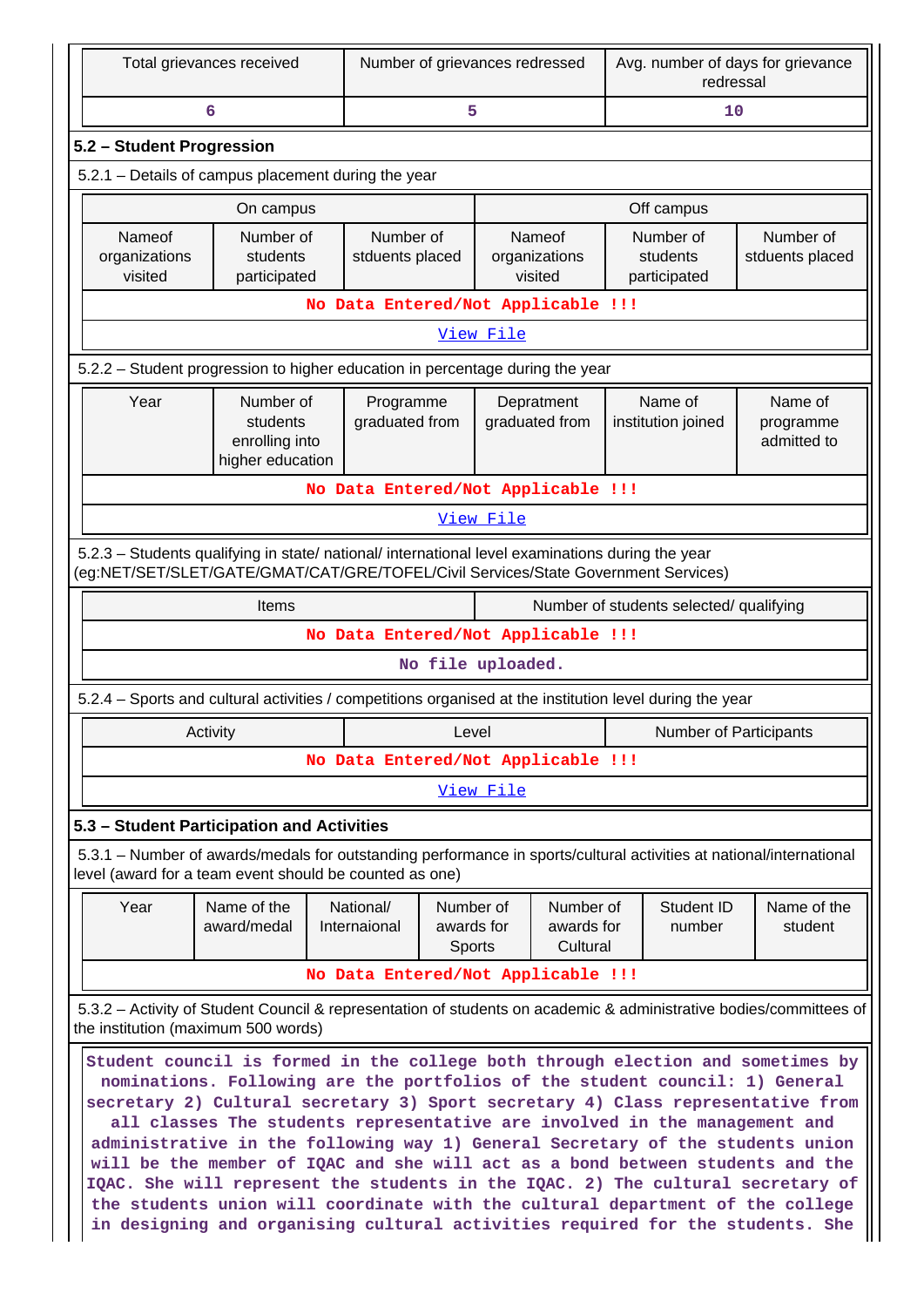| Total grievances received | Number of grievances redressed | Avg. number of days for grievance redressal |
|---|---|---|
| 6 | 5 | 10 |

## 5.2 – Student Progression

5.2.1 – Details of campus placement during the year

| On campus | | | Off campus | | |
|---|---|---|---|---|---|
| Nameof organizations visited | Number of students participated | Number of stduents placed | Nameof organizations visited | Number of students participated | Number of stduents placed |
| No Data Entered/Not Applicable !!! | | | | | |
| View File | | | | | |

5.2.2 – Student progression to higher education in percentage during the year

| Year | Number of students enrolling into higher education | Programme graduated from | Depratment graduated from | Name of institution joined | Name of programme admitted to |
|---|---|---|---|---|---|
| No Data Entered/Not Applicable !!! | | | | | |
| View File | | | | | |

5.2.3 – Students qualifying in state/ national/ international level examinations during the year (eg:NET/SET/SLET/GATE/GMAT/CAT/GRE/TOFEL/Civil Services/State Government Services)

| Items | Number of students selected/ qualifying |
|---|---|
| No Data Entered/Not Applicable !!! | |
| No file uploaded. | |

5.2.4 – Sports and cultural activities / competitions organised at the institution level during the year

| Activity | Level | Number of Participants |
|---|---|---|
| No Data Entered/Not Applicable !!! | | |
| View File | | |

## 5.3 – Student Participation and Activities

5.3.1 – Number of awards/medals for outstanding performance in sports/cultural activities at national/international level (award for a team event should be counted as one)

| Year | Name of the award/medal | National/ Internaional | Number of awards for Sports | Number of awards for Cultural | Student ID number | Name of the student |
|---|---|---|---|---|---|---|
| No Data Entered/Not Applicable !!! | | | | | | |

5.3.2 – Activity of Student Council & representation of students on academic & administrative bodies/committees of the institution (maximum 500 words)

Student council is formed in the college both through election and sometimes by nominations. Following are the portfolios of the student council: 1) General secretary 2) Cultural secretary 3) Sport secretary 4) Class representative from all classes The students representative are involved in the management and administrative in the following way 1) General Secretary of the students union will be the member of IQAC and she will act as a bond between students and the IQAC. She will represent the students in the IQAC. 2) The cultural secretary of the students union will coordinate with the cultural department of the college in designing and organising cultural activities required for the students. She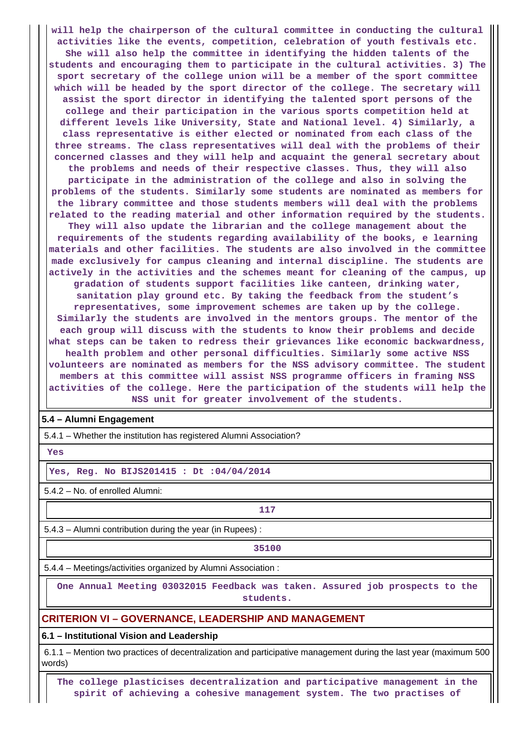will help the chairperson of the cultural committee in conducting the cultural activities like the events, competition, celebration of youth festivals etc. She will also help the committee in identifying the hidden talents of the students and encouraging them to participate in the cultural activities. 3) The sport secretary of the college union will be a member of the sport committee which will be headed by the sport director of the college. The secretary will assist the sport director in identifying the talented sport persons of the college and their participation in the various sports competition held at different levels like University, State and National level. 4) Similarly, a class representative is either elected or nominated from each class of the three streams. The class representatives will deal with the problems of their concerned classes and they will help and acquaint the general secretary about the problems and needs of their respective classes. Thus, they will also participate in the administration of the college and also in solving the problems of the students. Similarly some students are nominated as members for the library committee and those students members will deal with the problems related to the reading material and other information required by the students. They will also update the librarian and the college management about the requirements of the students regarding availability of the books, e learning materials and other facilities. The students are also involved in the committee made exclusively for campus cleaning and internal discipline. The students are actively in the activities and the schemes meant for cleaning of the campus, up gradation of students support facilities like canteen, drinking water, sanitation play ground etc. By taking the feedback from the student's representatives, some improvement schemes are taken up by the college. Similarly the students are involved in the mentors groups. The mentor of the each group will discuss with the students to know their problems and decide what steps can be taken to redress their grievances like economic backwardness, health problem and other personal difficulties. Similarly some active NSS volunteers are nominated as members for the NSS advisory committee. The student members at this committee will assist NSS programme officers in framing NSS activities of the college. Here the participation of the students will help the NSS unit for greater involvement of the students.

### 5.4 – Alumni Engagement

5.4.1 – Whether the institution has registered Alumni Association?

Yes

Yes, Reg. No BIJS201415 : Dt :04/04/2014

5.4.2 – No. of enrolled Alumni:

117

5.4.3 – Alumni contribution during the year (in Rupees) :

35100

5.4.4 – Meetings/activities organized by Alumni Association :

One Annual Meeting 03032015 Feedback was taken. Assured job prospects to the students.

## CRITERION VI – GOVERNANCE, LEADERSHIP AND MANAGEMENT

### 6.1 – Institutional Vision and Leadership

6.1.1 – Mention two practices of decentralization and participative management during the last year (maximum 500 words)

The college plasticises decentralization and participative management in the spirit of achieving a cohesive management system. The two practises of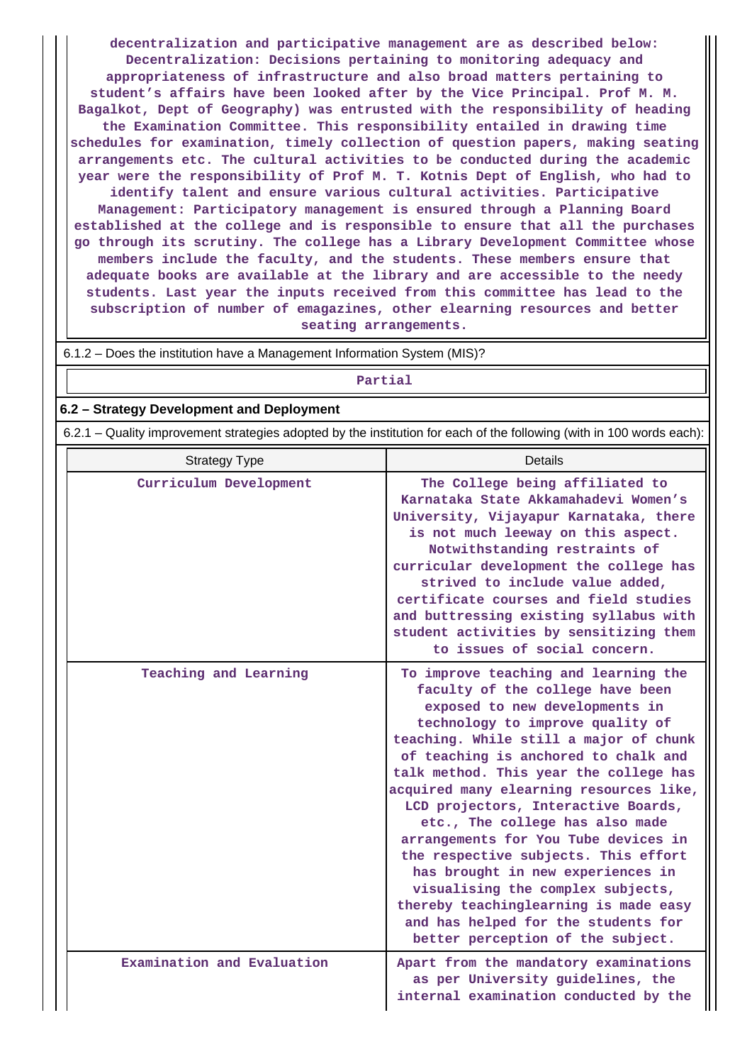decentralization and participative management are as described below: Decentralization: Decisions pertaining to monitoring adequacy and appropriateness of infrastructure and also broad matters pertaining to student's affairs have been looked after by the Vice Principal. Prof M. M. Bagalkot, Dept of Geography) was entrusted with the responsibility of heading the Examination Committee. This responsibility entailed in drawing time schedules for examination, timely collection of question papers, making seating arrangements etc. The cultural activities to be conducted during the academic year were the responsibility of Prof M. T. Kotnis Dept of English, who had to identify talent and ensure various cultural activities. Participative Management: Participatory management is ensured through a Planning Board established at the college and is responsible to ensure that all the purchases go through its scrutiny. The college has a Library Development Committee whose members include the faculty, and the students. These members ensure that adequate books are available at the library and are accessible to the needy students. Last year the inputs received from this committee has lead to the subscription of number of emagazines, other elearning resources and better seating arrangements.

6.1.2 – Does the institution have a Management Information System (MIS)?

Partial

**6.2 – Strategy Development and Deployment**

6.2.1 – Quality improvement strategies adopted by the institution for each of the following (with in 100 words each):

| Strategy Type | Details |
|---|---|
| Curriculum Development | The College being affiliated to Karnataka State Akkamahadevi Women's University, Vijayapur Karnataka, there is not much leeway on this aspect. Notwithstanding restraints of curricular development the college has strived to include value added, certificate courses and field studies and buttressing existing syllabus with student activities by sensitizing them to issues of social concern. |
| Teaching and Learning | To improve teaching and learning the faculty of the college have been exposed to new developments in technology to improve quality of teaching. While still a major of chunk of teaching is anchored to chalk and talk method. This year the college has acquired many elearning resources like, LCD projectors, Interactive Boards, etc., The college has also made arrangements for You Tube devices in the respective subjects. This effort has brought in new experiences in visualising the complex subjects, thereby teachinglearning is made easy and has helped for the students for better perception of the subject. |
| Examination and Evaluation | Apart from the mandatory examinations as per University guidelines, the internal examination conducted by the |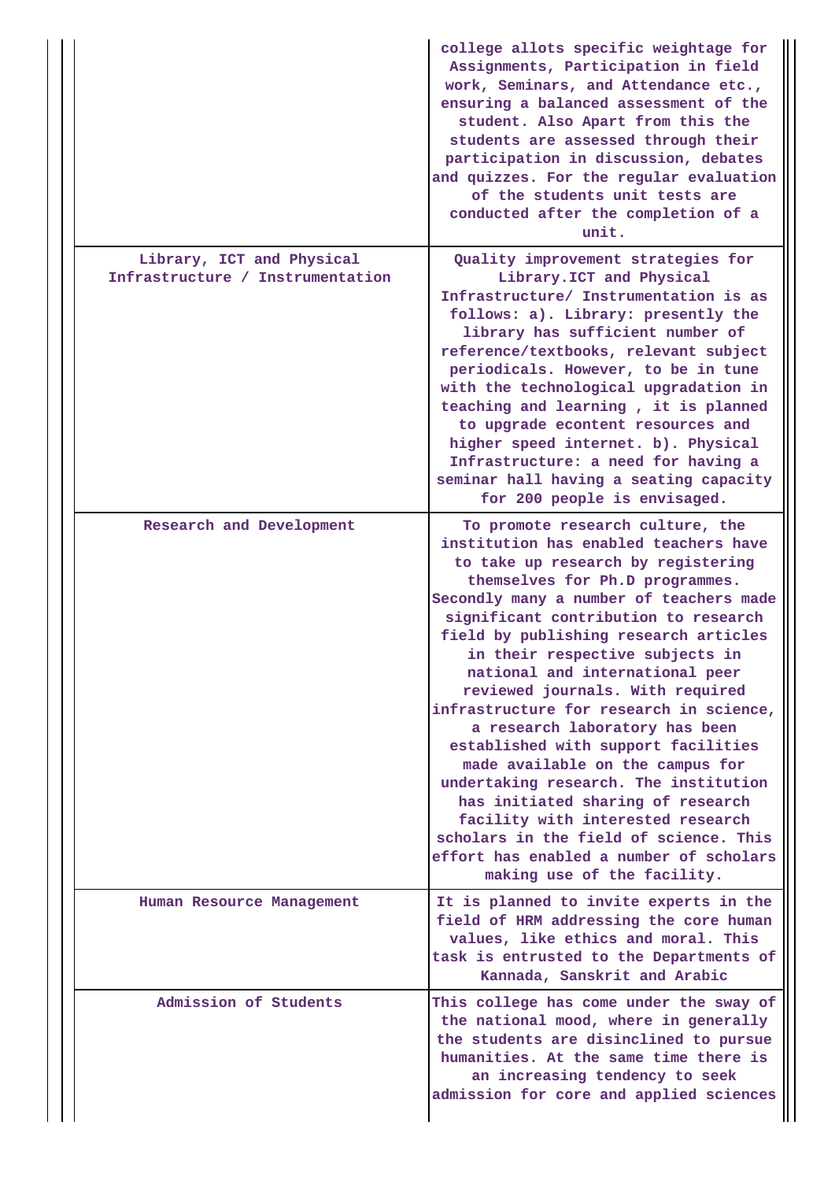|  |  |
|---|---|
|  | college allots specific weightage for Assignments, Participation in field work, Seminars, and Attendance etc., ensuring a balanced assessment of the student. Also Apart from this the students are assessed through their participation in discussion, debates and quizzes. For the regular evaluation of the students unit tests are conducted after the completion of a unit. |
| Library, ICT and Physical Infrastructure / Instrumentation | Quality improvement strategies for Library.ICT and Physical Infrastructure/ Instrumentation is as follows: a). Library: presently the library has sufficient number of reference/textbooks, relevant subject periodicals. However, to be in tune with the technological upgradation in teaching and learning , it is planned to upgrade econtent resources and higher speed internet. b). Physical Infrastructure: a need for having a seminar hall having a seating capacity for 200 people is envisaged. |
| Research and Development | To promote research culture, the institution has enabled teachers have to take up research by registering themselves for Ph.D programmes. Secondly many a number of teachers made significant contribution to research field by publishing research articles in their respective subjects in national and international peer reviewed journals. With required infrastructure for research in science, a research laboratory has been established with support facilities made available on the campus for undertaking research. The institution has initiated sharing of research facility with interested research scholars in the field of science. This effort has enabled a number of scholars making use of the facility. |
| Human Resource Management | It is planned to invite experts in the field of HRM addressing the core human values, like ethics and moral. This task is entrusted to the Departments of Kannada, Sanskrit and Arabic |
| Admission of Students | This college has come under the sway of the national mood, where in generally the students are disinclined to pursue humanities. At the same time there is an increasing tendency to seek admission for core and applied sciences |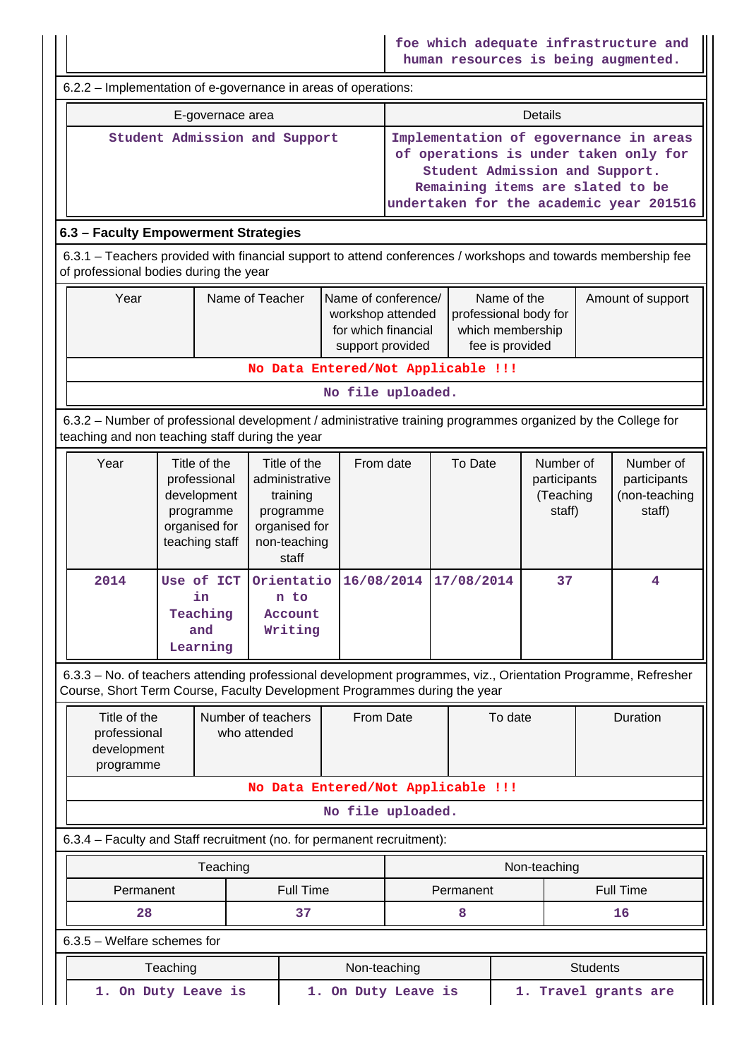| | foe which adequate infrastructure and human resources is being augmented. |
|---|---|

6.2.2 – Implementation of e-governance in areas of operations:

| E-governace area | Details |
|---|---|
| Student Admission and Support | Implementation of egovernance in areas of operations is under taken only for Student Admission and Support. Remaining items are slated to be undertaken for the academic year 201516 |

### 6.3 – Faculty Empowerment Strategies

6.3.1 – Teachers provided with financial support to attend conferences / workshops and towards membership fee of professional bodies during the year

| Year | Name of Teacher | Name of conference/ workshop attended for which financial support provided | Name of the professional body for which membership fee is provided | Amount of support |
|---|---|---|---|---|
| No Data Entered/Not Applicable !!! | | | | |
| No file uploaded. | | | | |

6.3.2 – Number of professional development / administrative training programmes organized by the College for teaching and non teaching staff during the year

| Year | Title of the professional development programme organised for teaching staff | Title of the administrative training programme organised for non-teaching staff | From date | To Date | Number of participants (Teaching staff) | Number of participants (non-teaching staff) |
|---|---|---|---|---|---|---|
| 2014 | Use of ICT in Teaching and Learning | Orientation to Account Writing | 16/08/2014 | 17/08/2014 | 37 | 4 |

6.3.3 – No. of teachers attending professional development programmes, viz., Orientation Programme, Refresher Course, Short Term Course, Faculty Development Programmes during the year

| Title of the professional development programme | Number of teachers who attended | From Date | To date | Duration |
|---|---|---|---|---|
| No Data Entered/Not Applicable !!! | | | | |
| No file uploaded. | | | | |

6.3.4 – Faculty and Staff recruitment (no. for permanent recruitment):

| Teaching | | Non-teaching | |
|---|---|---|---|
| Permanent | Full Time | Permanent | Full Time |
| 28 | 37 | 8 | 16 |

6.3.5 – Welfare schemes for

| Teaching | Non-teaching | Students |
|---|---|---|
| 1. On Duty Leave is | 1. On Duty Leave is | 1. Travel grants are |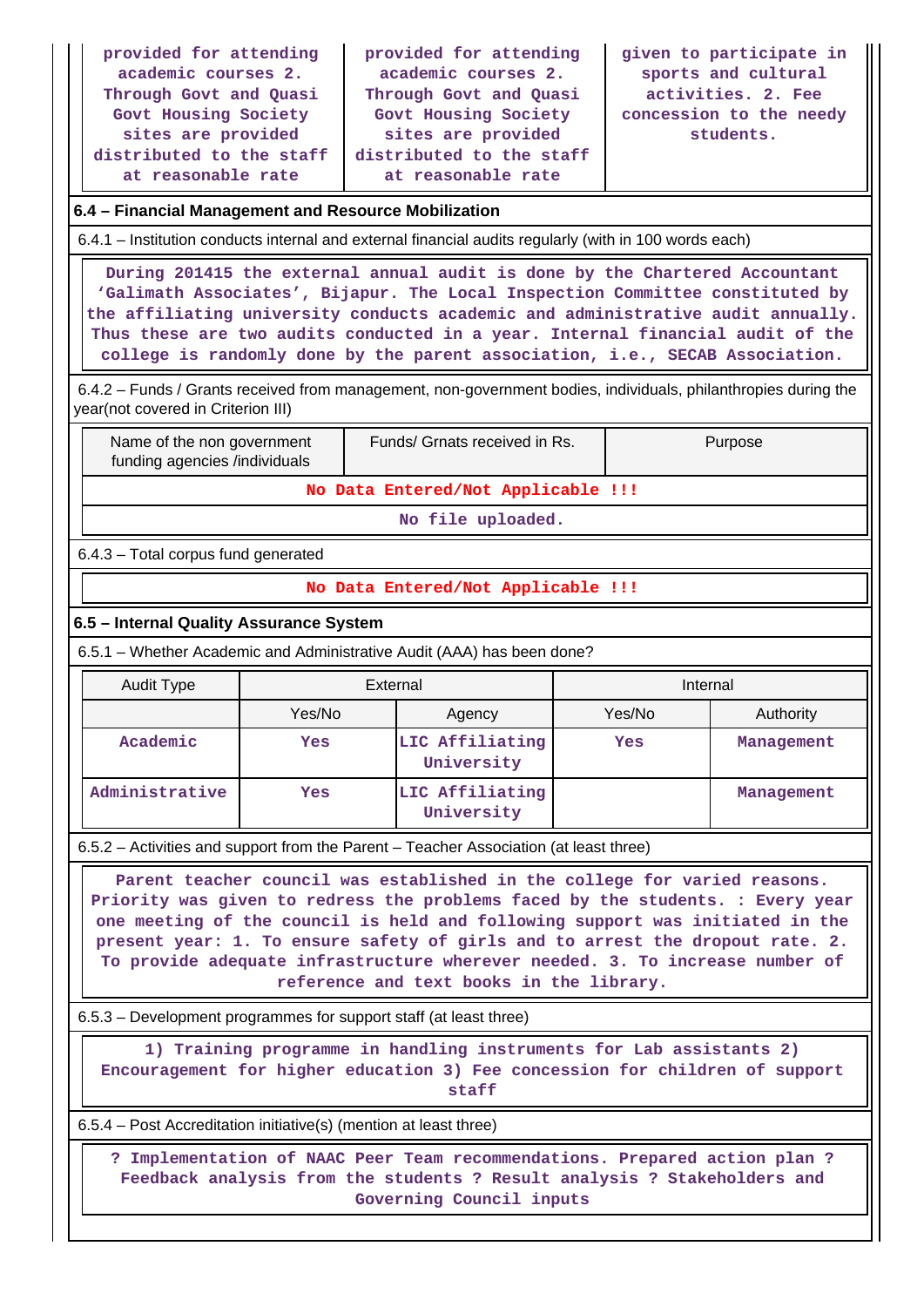| provided for attending academic courses 2. Through Govt and Quasi Govt Housing Society sites are provided distributed to the staff at reasonable rate | provided for attending academic courses 2. Through Govt and Quasi Govt Housing Society sites are provided distributed to the staff at reasonable rate | given to participate in sports and cultural activities. 2. Fee concession to the needy students. |
|---|---|---|

## 6.4 – Financial Management and Resource Mobilization

6.4.1 – Institution conducts internal and external financial audits regularly (with in 100 words each)

During 201415 the external annual audit is done by the Chartered Accountant 'Galimath Associates', Bijapur. The Local Inspection Committee constituted by the affiliating university conducts academic and administrative audit annually. Thus these are two audits conducted in a year. Internal financial audit of the college is randomly done by the parent association, i.e., SECAB Association.

6.4.2 – Funds / Grants received from management, non-government bodies, individuals, philanthropies during the year(not covered in Criterion III)

| Name of the non government funding agencies /individuals | Funds/ Grnats received in Rs. | Purpose |
|---|---|---|
| No Data Entered/Not Applicable !!! | | |
| No file uploaded. | | |

6.4.3 – Total corpus fund generated

No Data Entered/Not Applicable !!!

## 6.5 – Internal Quality Assurance System

6.5.1 – Whether Academic and Administrative Audit (AAA) has been done?

| Audit Type | External | | Internal | |
|---|---|---|---|---|
| | Yes/No | Agency | Yes/No | Authority |
| Academic | Yes | LIC Affiliating University | Yes | Management |
| Administrative | Yes | LIC Affiliating University | | Management |

6.5.2 – Activities and support from the Parent – Teacher Association (at least three)

Parent teacher council was established in the college for varied reasons. Priority was given to redress the problems faced by the students. : Every year one meeting of the council is held and following support was initiated in the present year: 1. To ensure safety of girls and to arrest the dropout rate. 2. To provide adequate infrastructure wherever needed. 3. To increase number of reference and text books in the library.

6.5.3 – Development programmes for support staff (at least three)

1) Training programme in handling instruments for Lab assistants 2) Encouragement for higher education 3) Fee concession for children of support staff

6.5.4 – Post Accreditation initiative(s) (mention at least three)

? Implementation of NAAC Peer Team recommendations. Prepared action plan ? Feedback analysis from the students ? Result analysis ? Stakeholders and Governing Council inputs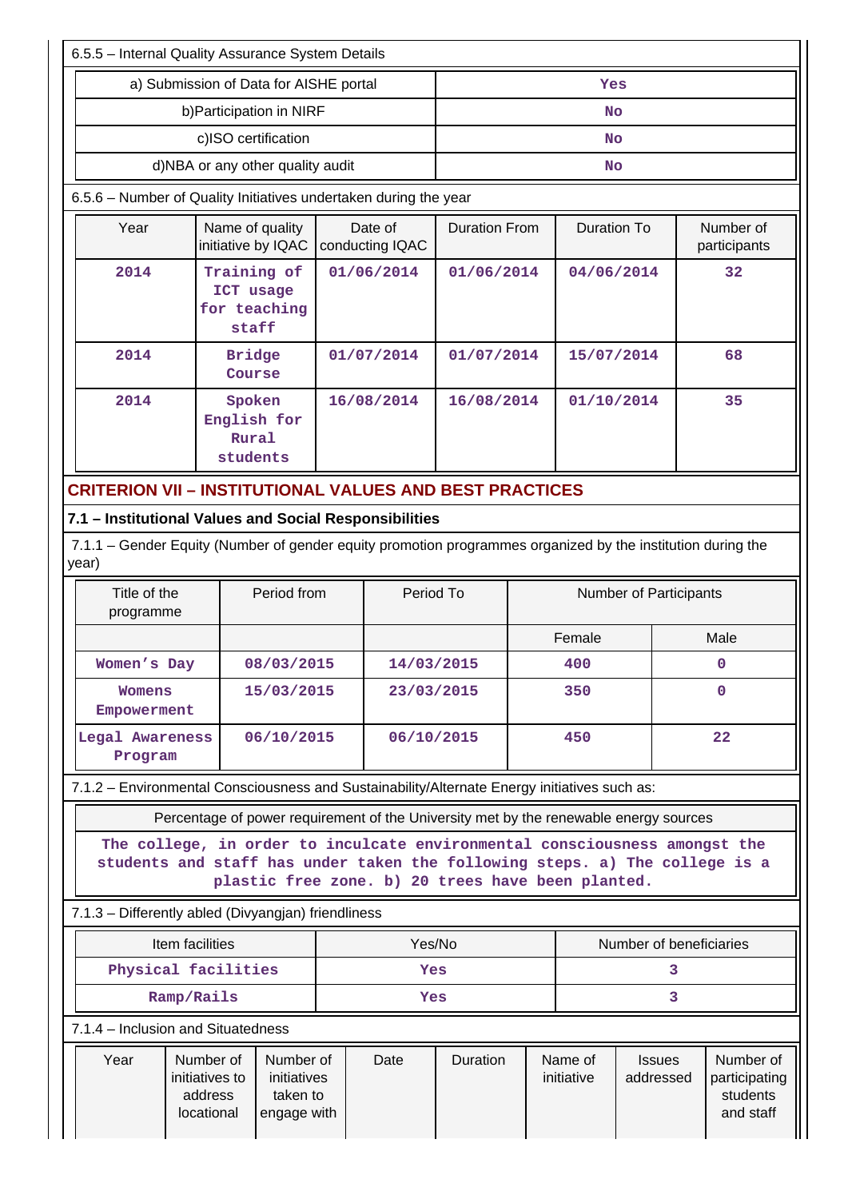6.5.5 – Internal Quality Assurance System Details

| | |
|---|---|
| a) Submission of Data for AISHE portal | Yes |
| b)Participation in NIRF | No |
| c)ISO certification | No |
| d)NBA or any other quality audit | No |

6.5.6 – Number of Quality Initiatives undertaken during the year

| Year | Name of quality initiative by IQAC | Date of conducting IQAC | Duration From | Duration To | Number of participants |
|---|---|---|---|---|---|
| 2014 | Training of ICT usage for teaching staff | 01/06/2014 | 01/06/2014 | 04/06/2014 | 32 |
| 2014 | Bridge Course | 01/07/2014 | 01/07/2014 | 15/07/2014 | 68 |
| 2014 | Spoken English for Rural students | 16/08/2014 | 16/08/2014 | 01/10/2014 | 35 |

## CRITERION VII – INSTITUTIONAL VALUES AND BEST PRACTICES

### 7.1 – Institutional Values and Social Responsibilities

7.1.1 – Gender Equity (Number of gender equity promotion programmes organized by the institution during the year)

| Title of the programme | Period from | Period To | Number of Participants | |
|---|---|---|---|---|
| | | | Female | Male |
| Women's Day | 08/03/2015 | 14/03/2015 | 400 | 0 |
| Womens Empowerment | 15/03/2015 | 23/03/2015 | 350 | 0 |
| Legal Awareness Program | 06/10/2015 | 06/10/2015 | 450 | 22 |

7.1.2 – Environmental Consciousness and Sustainability/Alternate Energy initiatives such as:

| Percentage of power requirement of the University met by the renewable energy sources |
|---|
| The college, in order to inculcate environmental consciousness amongst the students and staff has under taken the following steps. a) The college is a plastic free zone. b) 20 trees have been planted. |

7.1.3 – Differently abled (Divyangjan) friendliness

| Item facilities | Yes/No | Number of beneficiaries |
|---|---|---|
| Physical facilities | Yes | 3 |
| Ramp/Rails | Yes | 3 |

7.1.4 – Inclusion and Situatedness

| Year | Number of initiatives to address locational | Number of initiatives taken to engage with | Date | Duration | Name of initiative | Issues addressed | Number of participating students and staff |
|---|---|---|---|---|---|---|---|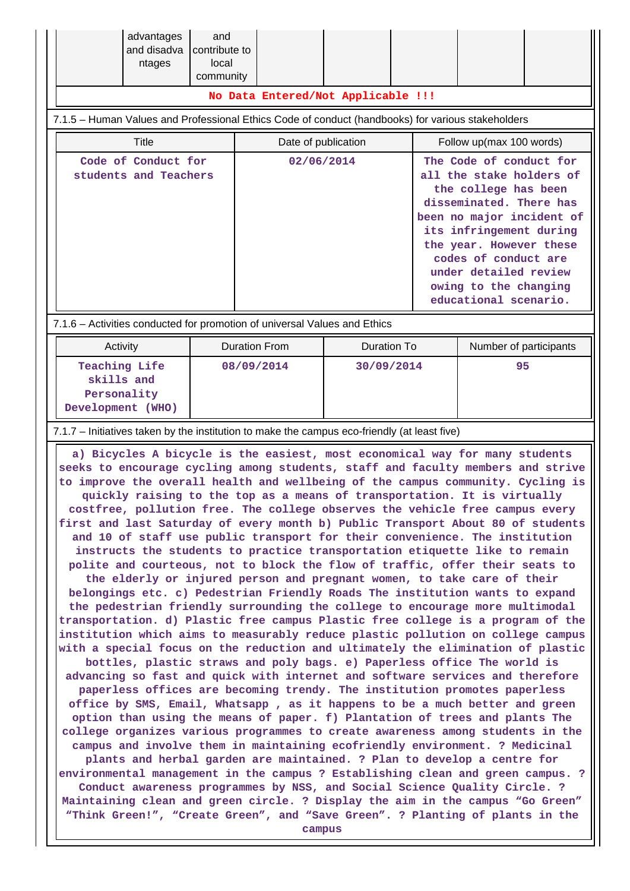| | advantages and disadvantages | and contribute to local community | | | | | |
|---|---|---|---|---|---|---|---|

**No Data Entered/Not Applicable !!!**

7.1.5 – Human Values and Professional Ethics Code of conduct (handbooks) for various stakeholders

| Title | Date of publication | Follow up(max 100 words) |
|---|---|---|
| Code of Conduct for students and Teachers | 02/06/2014 | The Code of conduct for all the stake holders of the college has been disseminated. There has been no major incident of its infringement during the year. However these codes of conduct are under detailed review owing to the changing educational scenario. |

7.1.6 – Activities conducted for promotion of universal Values and Ethics

| Activity | Duration From | Duration To | Number of participants |
|---|---|---|---|
| Teaching Life skills and Personality Development (WHO) | 08/09/2014 | 30/09/2014 | 95 |

7.1.7 – Initiatives taken by the institution to make the campus eco-friendly (at least five)

a) Bicycles A bicycle is the easiest, most economical way for many students seeks to encourage cycling among students, staff and faculty members and strive to improve the overall health and wellbeing of the campus community. Cycling is quickly raising to the top as a means of transportation. It is virtually costfree, pollution free. The college observes the vehicle free campus every first and last Saturday of every month b) Public Transport About 80 of students and 10 of staff use public transport for their convenience. The institution instructs the students to practice transportation etiquette like to remain polite and courteous, not to block the flow of traffic, offer their seats to the elderly or injured person and pregnant women, to take care of their belongings etc. c) Pedestrian Friendly Roads The institution wants to expand the pedestrian friendly surrounding the college to encourage more multimodal transportation. d) Plastic free campus Plastic free college is a program of the institution which aims to measurably reduce plastic pollution on college campus with a special focus on the reduction and ultimately the elimination of plastic bottles, plastic straws and poly bags. e) Paperless office The world is advancing so fast and quick with internet and software services and therefore paperless offices are becoming trendy. The institution promotes paperless office by SMS, Email, Whatsapp , as it happens to be a much better and green option than using the means of paper. f) Plantation of trees and plants The college organizes various programmes to create awareness among students in the campus and involve them in maintaining ecofriendly environment. ? Medicinal plants and herbal garden are maintained. ? Plan to develop a centre for environmental management in the campus ? Establishing clean and green campus. ? Conduct awareness programmes by NSS, and Social Science Quality Circle. ? Maintaining clean and green circle. ? Display the aim in the campus “Go Green” “Think Green!”, “Create Green”, and “Save Green”. ? Planting of plants in the campus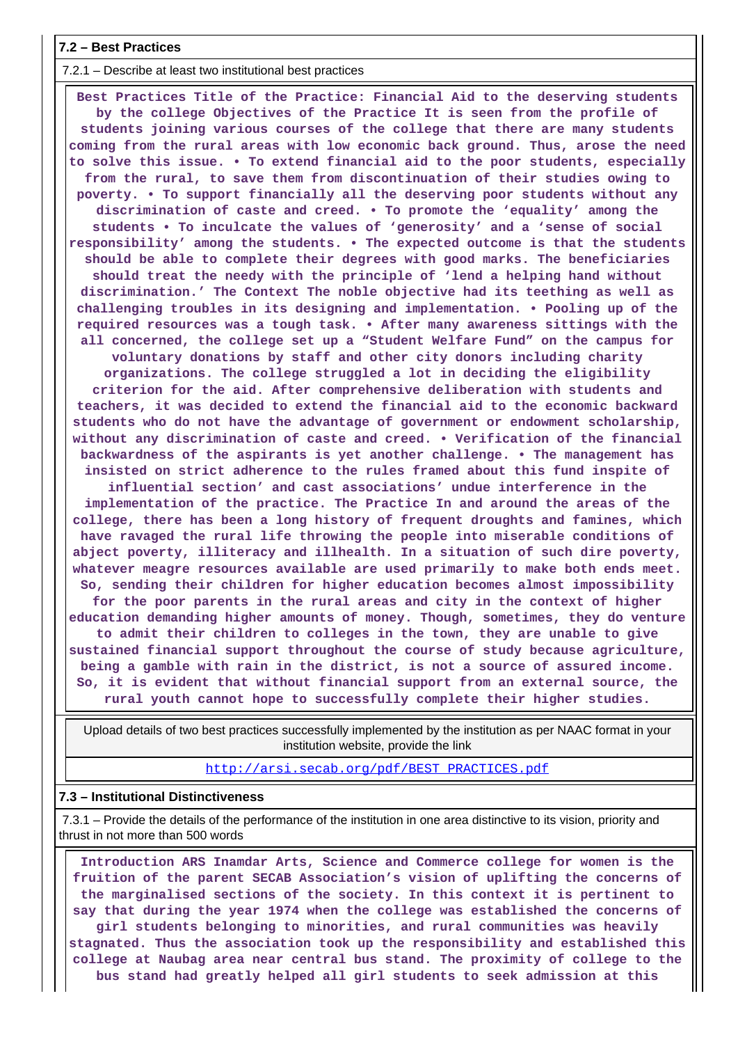**7.2 – Best Practices**

7.2.1 – Describe at least two institutional best practices

**Best Practices Title of the Practice: Financial Aid to the deserving students by the college Objectives of the Practice It is seen from the profile of students joining various courses of the college that there are many students coming from the rural areas with low economic back ground. Thus, arose the need to solve this issue. • To extend financial aid to the poor students, especially from the rural, to save them from discontinuation of their studies owing to poverty. • To support financially all the deserving poor students without any discrimination of caste and creed. • To promote the 'equality' among the students • To inculcate the values of 'generosity' and a 'sense of social responsibility' among the students. • The expected outcome is that the students should be able to complete their degrees with good marks. The beneficiaries should treat the needy with the principle of 'lend a helping hand without discrimination.' The Context The noble objective had its teething as well as challenging troubles in its designing and implementation. • Pooling up of the required resources was a tough task. • After many awareness sittings with the all concerned, the college set up a "Student Welfare Fund" on the campus for voluntary donations by staff and other city donors including charity organizations. The college struggled a lot in deciding the eligibility criterion for the aid. After comprehensive deliberation with students and teachers, it was decided to extend the financial aid to the economic backward students who do not have the advantage of government or endowment scholarship, without any discrimination of caste and creed. • Verification of the financial backwardness of the aspirants is yet another challenge. • The management has insisted on strict adherence to the rules framed about this fund inspite of influential section' and cast associations' undue interference in the implementation of the practice. The Practice In and around the areas of the college, there has been a long history of frequent droughts and famines, which have ravaged the rural life throwing the people into miserable conditions of abject poverty, illiteracy and illhealth. In a situation of such dire poverty, whatever meagre resources available are used primarily to make both ends meet. So, sending their children for higher education becomes almost impossibility for the poor parents in the rural areas and city in the context of higher education demanding higher amounts of money. Though, sometimes, they do venture to admit their children to colleges in the town, they are unable to give sustained financial support throughout the course of study because agriculture, being a gamble with rain in the district, is not a source of assured income. So, it is evident that without financial support from an external source, the rural youth cannot hope to successfully complete their higher studies.**

| Upload details of two best practices successfully implemented by the institution as per NAAC format in your institution website, provide the link |
|---|
| http://arsi.secab.org/pdf/BEST_PRACTICES.pdf |

**7.3 – Institutional Distinctiveness**

7.3.1 – Provide the details of the performance of the institution in one area distinctive to its vision, priority and thrust in not more than 500 words

**Introduction ARS Inamdar Arts, Science and Commerce college for women is the fruition of the parent SECAB Association's vision of uplifting the concerns of the marginalised sections of the society. In this context it is pertinent to say that during the year 1974 when the college was established the concerns of girl students belonging to minorities, and rural communities was heavily stagnated. Thus the association took up the responsibility and established this college at Naubag area near central bus stand. The proximity of college to the bus stand had greatly helped all girl students to seek admission at this**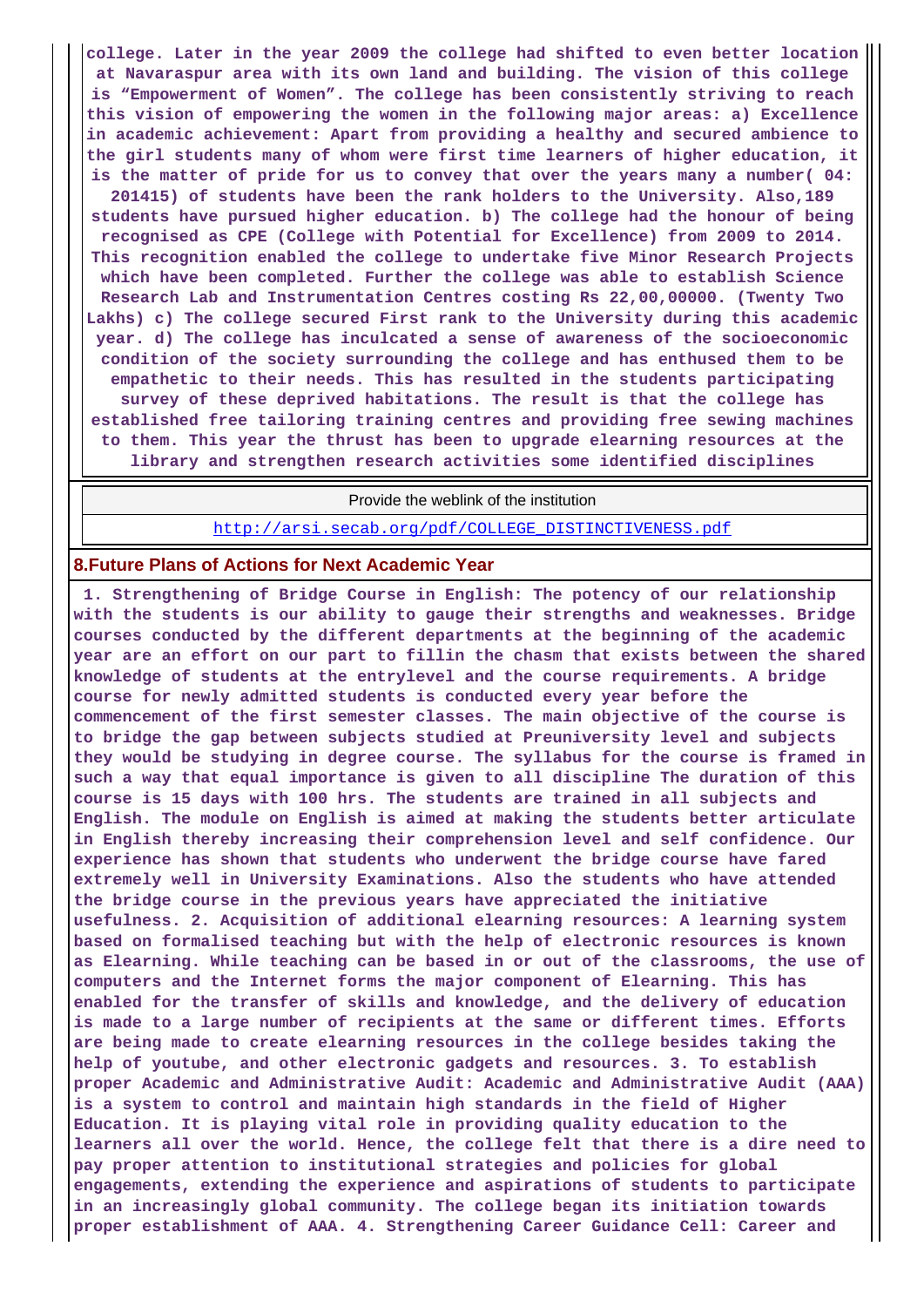college. Later in the year 2009 the college had shifted to even better location at Navaraspur area with its own land and building. The vision of this college is "Empowerment of Women". The college has been consistently striving to reach this vision of empowering the women in the following major areas: a) Excellence in academic achievement: Apart from providing a healthy and secured ambience to the girl students many of whom were first time learners of higher education, it is the matter of pride for us to convey that over the years many a number( 04: 201415) of students have been the rank holders to the University. Also,189 students have pursued higher education. b) The college had the honour of being recognised as CPE (College with Potential for Excellence) from 2009 to 2014. This recognition enabled the college to undertake five Minor Research Projects which have been completed. Further the college was able to establish Science Research Lab and Instrumentation Centres costing Rs 22,00,00000. (Twenty Two Lakhs) c) The college secured First rank to the University during this academic year. d) The college has inculcated a sense of awareness of the socioeconomic condition of the society surrounding the college and has enthused them to be empathetic to their needs. This has resulted in the students participating survey of these deprived habitations. The result is that the college has established free tailoring training centres and providing free sewing machines to them. This year the thrust has been to upgrade elearning resources at the library and strengthen research activities some identified disciplines

| Provide the weblink of the institution |
|---|
| http://arsi.secab.org/pdf/COLLEGE_DISTINCTIVENESS.pdf |

## 8.Future Plans of Actions for Next Academic Year

1. Strengthening of Bridge Course in English: The potency of our relationship with the students is our ability to gauge their strengths and weaknesses. Bridge courses conducted by the different departments at the beginning of the academic year are an effort on our part to fillin the chasm that exists between the shared knowledge of students at the entrylevel and the course requirements. A bridge course for newly admitted students is conducted every year before the commencement of the first semester classes. The main objective of the course is to bridge the gap between subjects studied at Preuniversity level and subjects they would be studying in degree course. The syllabus for the course is framed in such a way that equal importance is given to all discipline The duration of this course is 15 days with 100 hrs. The students are trained in all subjects and English. The module on English is aimed at making the students better articulate in English thereby increasing their comprehension level and self confidence. Our experience has shown that students who underwent the bridge course have fared extremely well in University Examinations. Also the students who have attended the bridge course in the previous years have appreciated the initiative usefulness. 2. Acquisition of additional elearning resources: A learning system based on formalised teaching but with the help of electronic resources is known as Elearning. While teaching can be based in or out of the classrooms, the use of computers and the Internet forms the major component of Elearning. This has enabled for the transfer of skills and knowledge, and the delivery of education is made to a large number of recipients at the same or different times. Efforts are being made to create elearning resources in the college besides taking the help of youtube, and other electronic gadgets and resources. 3. To establish proper Academic and Administrative Audit: Academic and Administrative Audit (AAA) is a system to control and maintain high standards in the field of Higher Education. It is playing vital role in providing quality education to the learners all over the world. Hence, the college felt that there is a dire need to pay proper attention to institutional strategies and policies for global engagements, extending the experience and aspirations of students to participate in an increasingly global community. The college began its initiation towards proper establishment of AAA. 4. Strengthening Career Guidance Cell: Career and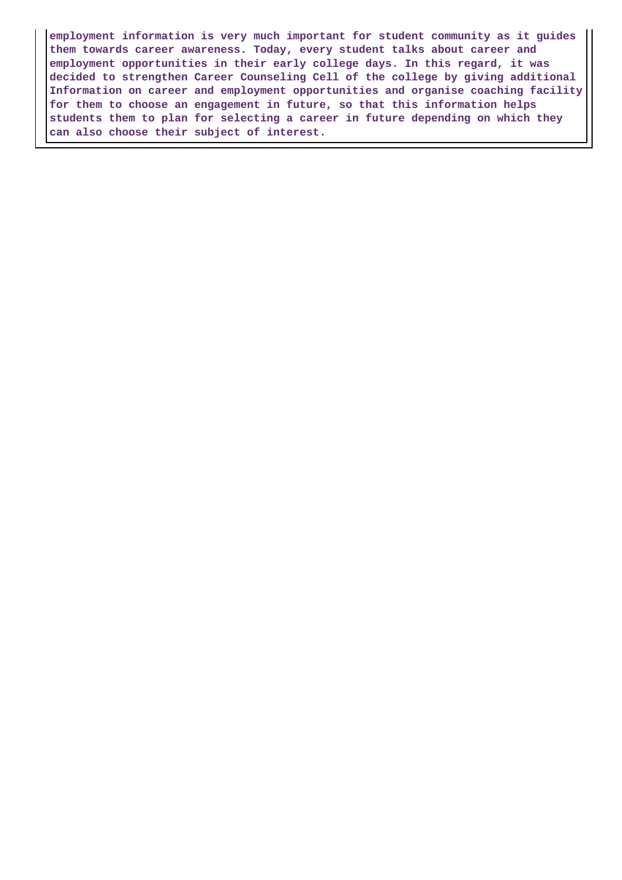**employment information is very much important for student community as it guides them towards career awareness. Today, every student talks about career and employment opportunities in their early college days. In this regard, it was decided to strengthen Career Counseling Cell of the college by giving additional Information on career and employment opportunities and organise coaching facility for them to choose an engagement in future, so that this information helps students them to plan for selecting a career in future depending on which they can also choose their subject of interest.**